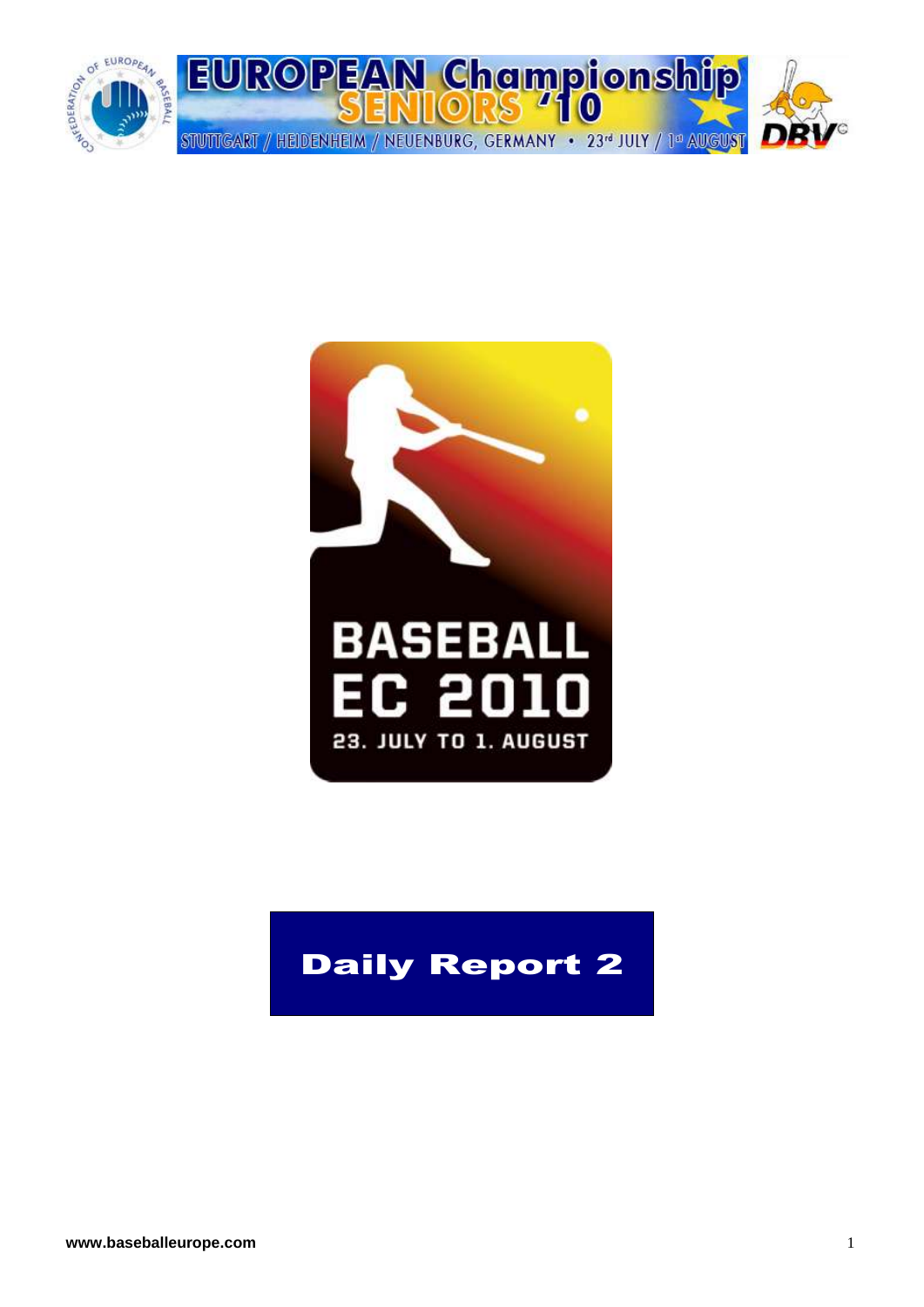# EUROPEAN Championship SENIORS '10

STUTTGART / HEIDENHEIM / NEUENBURG, GERMANY • 23rd JULY / 1st AUGUST

BASEBALL EC 2010

23. JULY TO 1. AUGUST

# Daily Report 2

www.baseballeurope.com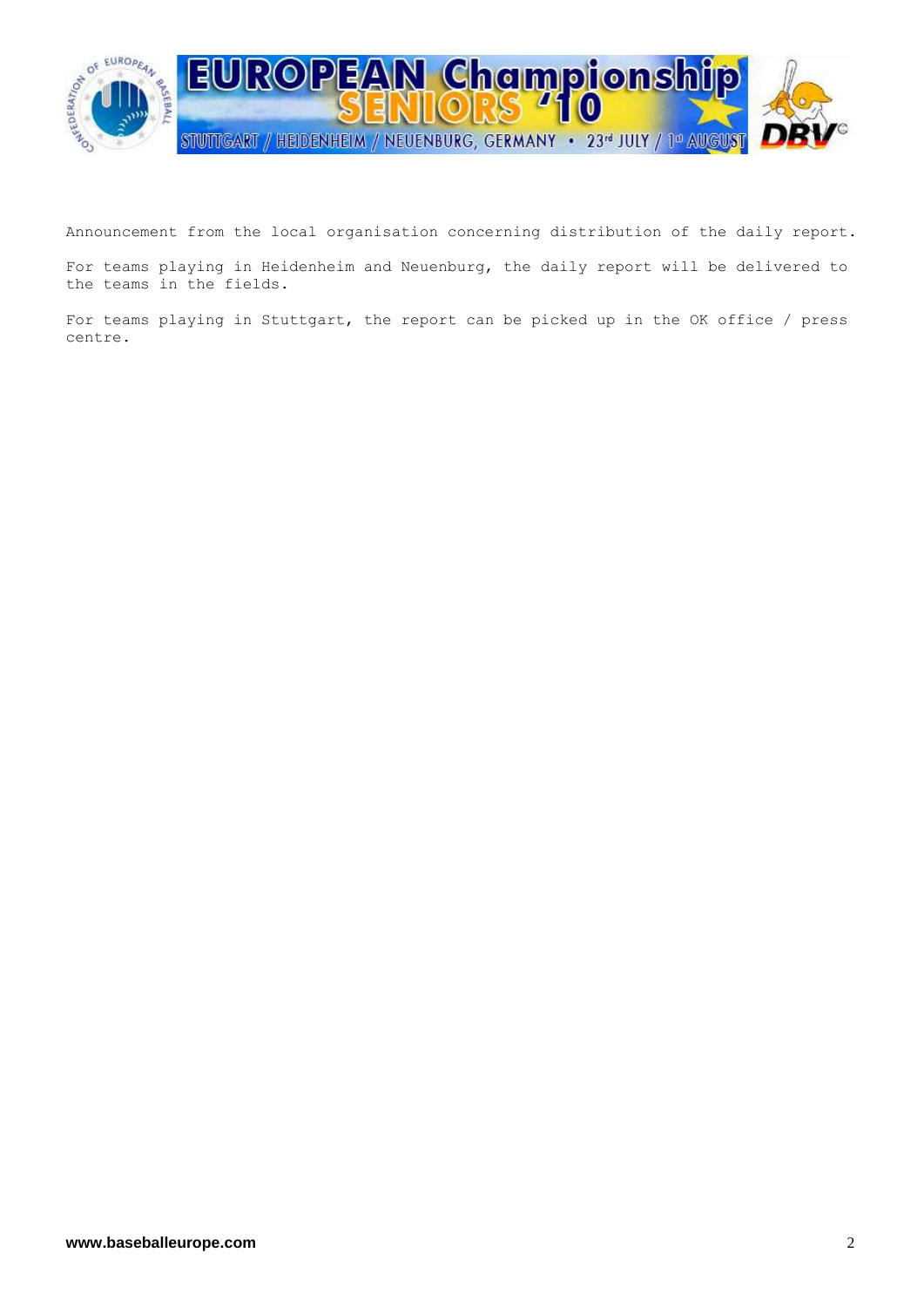Announcement from the local organisation concerning distribution of the daily report.

For teams playing in Heidenheim and Neuenburg, the daily report will be delivered to the teams in the fields.

For teams playing in Stuttgart, the report can be picked up in the OK office / press centre.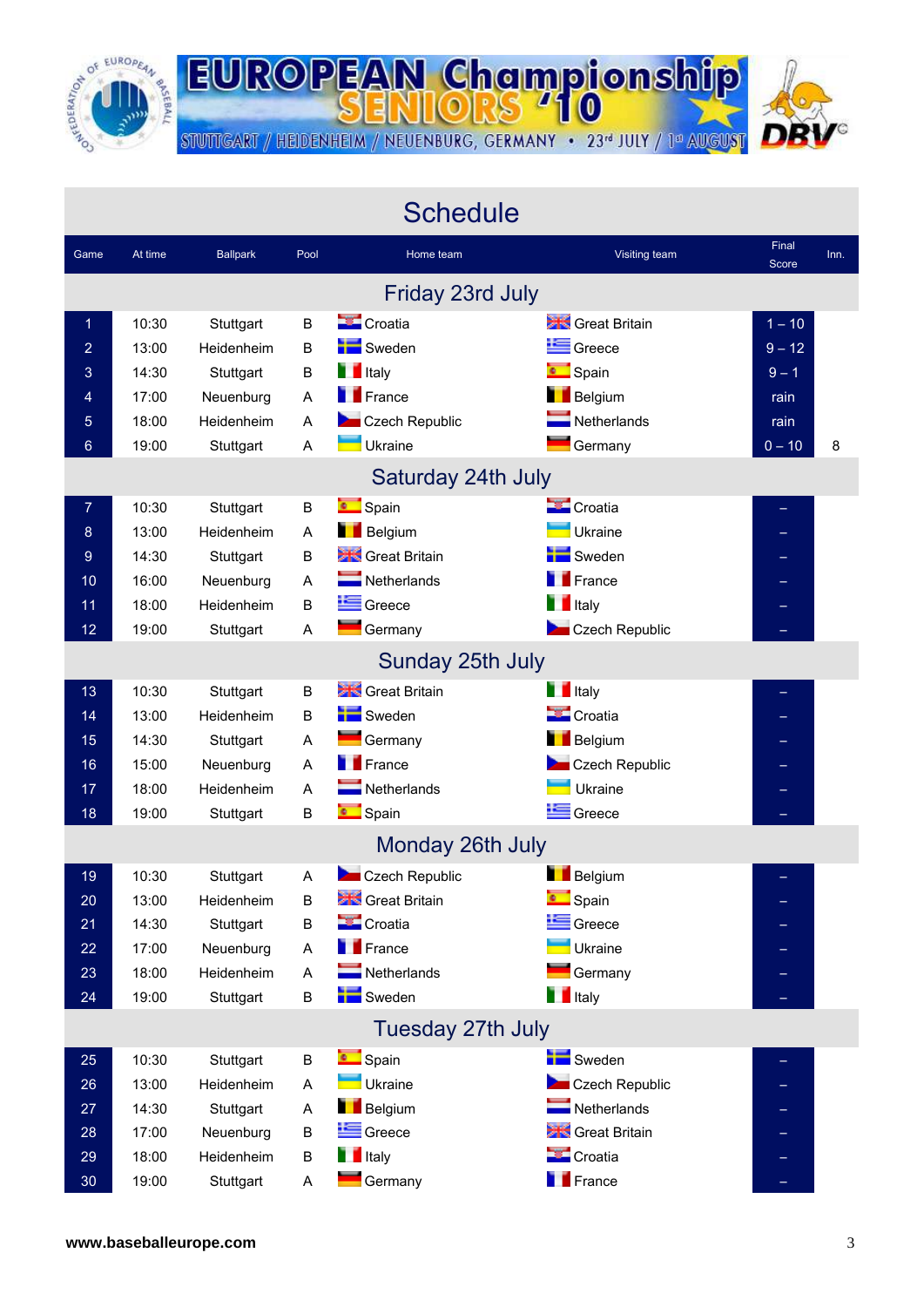EUROPEAN Championship SENIORS '10

STUTTGART / HEIDENHEIM / NEUENBURG, GERMANY • 23rd JULY / 1st AUGUST

# Schedule

| Game | At time | Ballpark | Pool | Home team | Visiting team | Final Score | Inn. |
|---|---|---|---|---|---|---|---|
| **Friday 23rd July** | | | | | | | |
| 1 | 10:30 | Stuttgart | B | Croatia | Great Britain | 1 – 10 | |
| 2 | 13:00 | Heidenheim | B | Sweden | Greece | 9 – 12 | |
| 3 | 14:30 | Stuttgart | B | Italy | Spain | 9 – 1 | |
| 4 | 17:00 | Neuenburg | A | France | Belgium | rain | |
| 5 | 18:00 | Heidenheim | A | Czech Republic | Netherlands | rain | |
| 6 | 19:00 | Stuttgart | A | Ukraine | Germany | 0 – 10 | 8 |
| **Saturday 24th July** | | | | | | | |
| 7 | 10:30 | Stuttgart | B | Spain | Croatia | – | |
| 8 | 13:00 | Heidenheim | A | Belgium | Ukraine | – | |
| 9 | 14:30 | Stuttgart | B | Great Britain | Sweden | – | |
| 10 | 16:00 | Neuenburg | A | Netherlands | France | – | |
| 11 | 18:00 | Heidenheim | B | Greece | Italy | – | |
| 12 | 19:00 | Stuttgart | A | Germany | Czech Republic | – | |
| **Sunday 25th July** | | | | | | | |
| 13 | 10:30 | Stuttgart | B | Great Britain | Italy | – | |
| 14 | 13:00 | Heidenheim | B | Sweden | Croatia | – | |
| 15 | 14:30 | Stuttgart | A | Germany | Belgium | – | |
| 16 | 15:00 | Neuenburg | A | France | Czech Republic | – | |
| 17 | 18:00 | Heidenheim | A | Netherlands | Ukraine | – | |
| 18 | 19:00 | Stuttgart | B | Spain | Greece | – | |
| **Monday 26th July** | | | | | | | |
| 19 | 10:30 | Stuttgart | A | Czech Republic | Belgium | – | |
| 20 | 13:00 | Heidenheim | B | Great Britain | Spain | – | |
| 21 | 14:30 | Stuttgart | B | Croatia | Greece | – | |
| 22 | 17:00 | Neuenburg | A | France | Ukraine | – | |
| 23 | 18:00 | Heidenheim | A | Netherlands | Germany | – | |
| 24 | 19:00 | Stuttgart | B | Sweden | Italy | – | |
| **Tuesday 27th July** | | | | | | | |
| 25 | 10:30 | Stuttgart | B | Spain | Sweden | – | |
| 26 | 13:00 | Heidenheim | A | Ukraine | Czech Republic | – | |
| 27 | 14:30 | Stuttgart | A | Belgium | Netherlands | – | |
| 28 | 17:00 | Neuenburg | B | Greece | Great Britain | – | |
| 29 | 18:00 | Heidenheim | B | Italy | Croatia | – | |
| 30 | 19:00 | Stuttgart | A | Germany | France | – | |

www.baseballeurope.com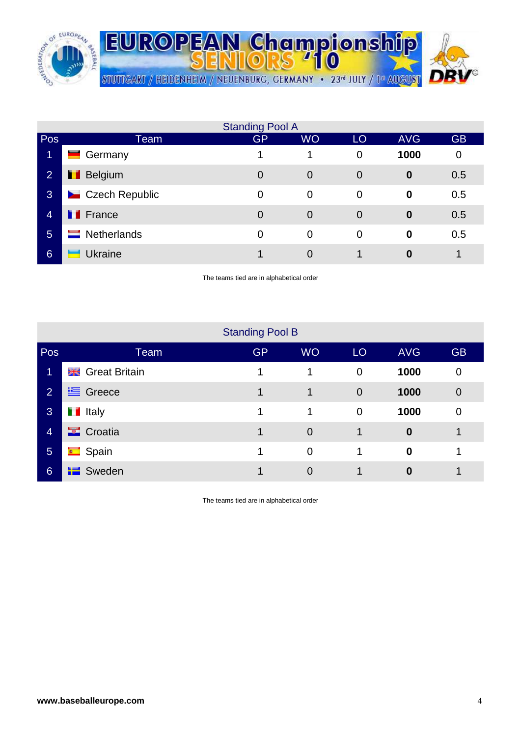EUROPEAN Championship SENIORS '10

STUTTGART / HEIDENHEIM / NEUENBURG, GERMANY • 23rd JULY / 1st AUGUST

## Standing Pool A

| Pos | Team | GP | WO | LO | AVG | GB |
|---|---|---|---|---|---|---|
| 1 | Germany | 1 | 1 | 0 | **1000** | 0 |
| 2 | Belgium | 0 | 0 | 0 | **0** | 0.5 |
| 3 | Czech Republic | 0 | 0 | 0 | **0** | 0.5 |
| 4 | France | 0 | 0 | 0 | **0** | 0.5 |
| 5 | Netherlands | 0 | 0 | 0 | **0** | 0.5 |
| 6 | Ukraine | 1 | 0 | 1 | **0** | 1 |

The teams tied are in alphabetical order

## Standing Pool B

| Pos | Team | GP | WO | LO | AVG | GB |
|---|---|---|---|---|---|---|
| 1 | Great Britain | 1 | 1 | 0 | **1000** | 0 |
| 2 | Greece | 1 | 1 | 0 | **1000** | 0 |
| 3 | Italy | 1 | 1 | 0 | **1000** | 0 |
| 4 | Croatia | 1 | 0 | 1 | **0** | 1 |
| 5 | Spain | 1 | 0 | 1 | **0** | 1 |
| 6 | Sweden | 1 | 0 | 1 | **0** | 1 |

The teams tied are in alphabetical order

**www.baseballeurope.com**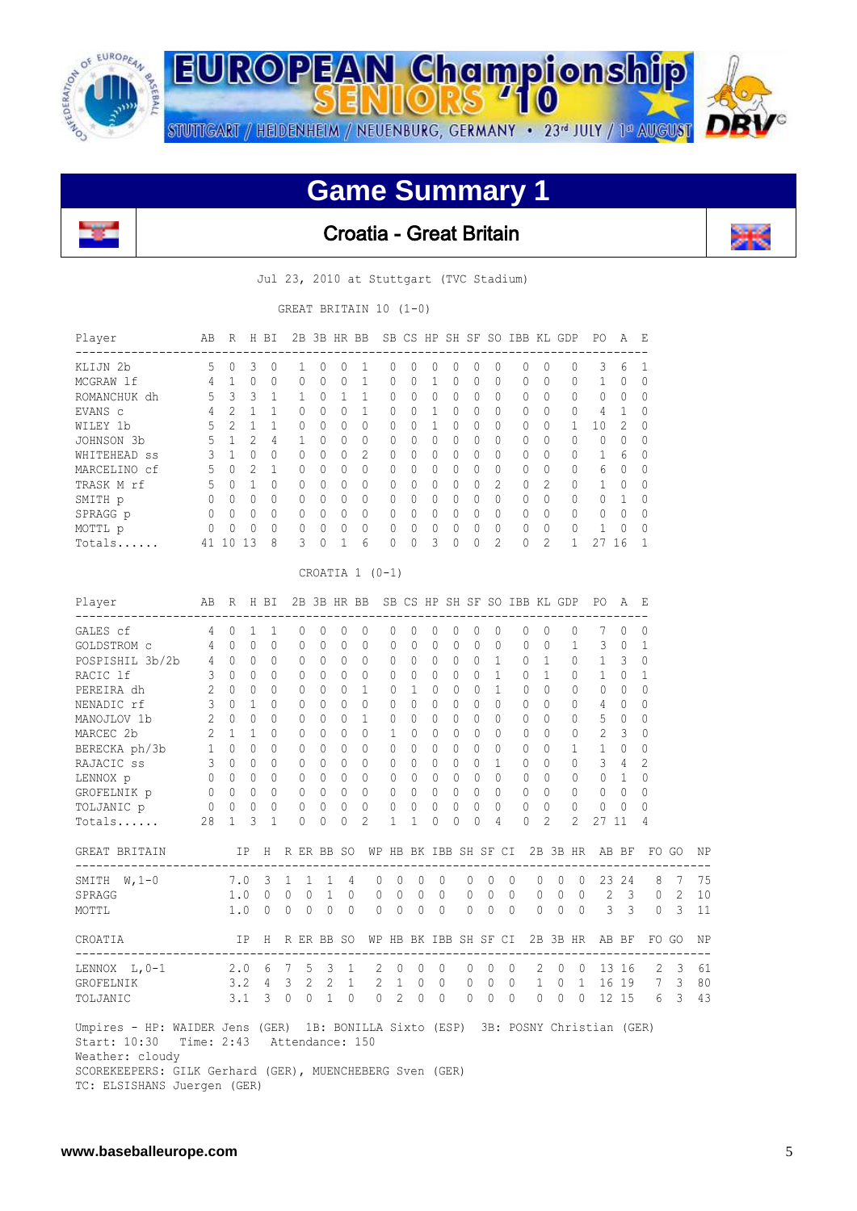# Game Summary 1

## Croatia - Great Britain

Jul 23, 2010 at Stuttgart (TVC Stadium)

GREAT BRITAIN 10 (1-0)

| Player | AB | R | H | BI | 2B | 3B | HR | BB | SB | CS | HP | SH | SF | SO | IBB | KL | GDP | PO | A | E |
|---|---|---|---|---|---|---|---|---|---|---|---|---|---|---|---|---|---|---|---|---|
| KLIJN 2b | 5 | 0 | 3 | 0 | 1 | 0 | 0 | 1 | 0 | 0 | 0 | 0 | 0 | 0 | 0 | 0 | 0 | 3 | 6 | 1 |
| MCGRAW lf | 4 | 1 | 0 | 0 | 0 | 0 | 0 | 1 | 0 | 0 | 1 | 0 | 0 | 0 | 0 | 0 | 0 | 1 | 0 | 0 |
| ROMANCHUK dh | 5 | 3 | 3 | 1 | 1 | 0 | 1 | 1 | 0 | 0 | 0 | 0 | 0 | 0 | 0 | 0 | 0 | 0 | 0 | 0 |
| EVANS c | 4 | 2 | 1 | 1 | 0 | 0 | 0 | 1 | 0 | 0 | 1 | 0 | 0 | 0 | 0 | 0 | 0 | 4 | 1 | 0 |
| WILEY 1b | 5 | 2 | 1 | 1 | 0 | 0 | 0 | 0 | 0 | 0 | 1 | 0 | 0 | 0 | 0 | 0 | 1 | 10 | 2 | 0 |
| JOHNSON 3b | 5 | 1 | 2 | 4 | 1 | 0 | 0 | 0 | 0 | 0 | 0 | 0 | 0 | 0 | 0 | 0 | 0 | 0 | 0 | 0 |
| WHITEHEAD ss | 3 | 1 | 0 | 0 | 0 | 0 | 0 | 2 | 0 | 0 | 0 | 0 | 0 | 0 | 0 | 0 | 0 | 1 | 6 | 0 |
| MARCELINO cf | 5 | 0 | 2 | 1 | 0 | 0 | 0 | 0 | 0 | 0 | 0 | 0 | 0 | 0 | 0 | 0 | 0 | 6 | 0 | 0 |
| TRASK M rf | 5 | 0 | 1 | 0 | 0 | 0 | 0 | 0 | 0 | 0 | 0 | 0 | 0 | 2 | 0 | 2 | 0 | 1 | 0 | 0 |
| SMITH p | 0 | 0 | 0 | 0 | 0 | 0 | 0 | 0 | 0 | 0 | 0 | 0 | 0 | 0 | 0 | 0 | 0 | 0 | 1 | 0 |
| SPRAGG p | 0 | 0 | 0 | 0 | 0 | 0 | 0 | 0 | 0 | 0 | 0 | 0 | 0 | 0 | 0 | 0 | 0 | 0 | 0 | 0 |
| MOTTL p | 0 | 0 | 0 | 0 | 0 | 0 | 0 | 0 | 0 | 0 | 0 | 0 | 0 | 0 | 0 | 0 | 0 | 1 | 0 | 0 |
| Totals...... | 41 | 10 | 13 | 8 | 3 | 0 | 1 | 6 | 0 | 0 | 3 | 0 | 0 | 2 | 0 | 2 | 1 | 27 | 16 | 1 |

CROATIA 1 (0-1)

| Player | AB | R | H | BI | 2B | 3B | HR | BB | SB | CS | HP | SH | SF | SO | IBB | KL | GDP | PO | A | E |
|---|---|---|---|---|---|---|---|---|---|---|---|---|---|---|---|---|---|---|---|---|
| GALES cf | 4 | 0 | 1 | 1 | 0 | 0 | 0 | 0 | 0 | 0 | 0 | 0 | 0 | 0 | 0 | 0 | 0 | 7 | 0 | 0 |
| GOLDSTROM c | 4 | 0 | 0 | 0 | 0 | 0 | 0 | 0 | 0 | 0 | 0 | 0 | 0 | 0 | 0 | 0 | 1 | 3 | 0 | 1 |
| POSPISHIL 3b/2b | 4 | 0 | 0 | 0 | 0 | 0 | 0 | 0 | 0 | 0 | 0 | 0 | 0 | 1 | 0 | 1 | 0 | 1 | 3 | 0 |
| RACIC lf | 3 | 0 | 0 | 0 | 0 | 0 | 0 | 0 | 0 | 0 | 0 | 0 | 0 | 1 | 0 | 1 | 0 | 1 | 0 | 1 |
| PEREIRA dh | 2 | 0 | 0 | 0 | 0 | 0 | 0 | 1 | 0 | 1 | 0 | 0 | 0 | 1 | 0 | 0 | 0 | 0 | 0 | 0 |
| NENADIC rf | 3 | 0 | 1 | 0 | 0 | 0 | 0 | 0 | 0 | 0 | 0 | 0 | 0 | 0 | 0 | 0 | 0 | 4 | 0 | 0 |
| MANOJLOV 1b | 2 | 0 | 0 | 0 | 0 | 0 | 0 | 1 | 0 | 0 | 0 | 0 | 0 | 0 | 0 | 0 | 0 | 5 | 0 | 0 |
| MARCEC 2b | 2 | 1 | 1 | 0 | 0 | 0 | 0 | 0 | 1 | 0 | 0 | 0 | 0 | 0 | 0 | 0 | 0 | 2 | 3 | 0 |
| BERECKA ph/3b | 1 | 0 | 0 | 0 | 0 | 0 | 0 | 0 | 0 | 0 | 0 | 0 | 0 | 0 | 0 | 0 | 1 | 1 | 0 | 0 |
| RAJACIC ss | 3 | 0 | 0 | 0 | 0 | 0 | 0 | 0 | 0 | 0 | 0 | 0 | 0 | 1 | 0 | 0 | 0 | 3 | 4 | 2 |
| LENNOX p | 0 | 0 | 0 | 0 | 0 | 0 | 0 | 0 | 0 | 0 | 0 | 0 | 0 | 0 | 0 | 0 | 0 | 0 | 1 | 0 |
| GROFELNIK p | 0 | 0 | 0 | 0 | 0 | 0 | 0 | 0 | 0 | 0 | 0 | 0 | 0 | 0 | 0 | 0 | 0 | 0 | 0 | 0 |
| TOLJANIC p | 0 | 0 | 0 | 0 | 0 | 0 | 0 | 0 | 0 | 0 | 0 | 0 | 0 | 0 | 0 | 0 | 0 | 0 | 0 | 0 |
| Totals...... | 28 | 1 | 3 | 1 | 0 | 0 | 0 | 2 | 1 | 1 | 0 | 0 | 0 | 4 | 0 | 2 | 2 | 27 | 11 | 4 |

| GREAT BRITAIN | IP | H | R | ER | BB | SO | WP | HB | BK | IBB | SH | SF | CI | 2B | 3B | HR | AB | BF | FO | GO | NP |
|---|---|---|---|---|---|---|---|---|---|---|---|---|---|---|---|---|---|---|---|---|---|
| SMITH W,1-0 | 7.0 | 3 | 1 | 1 | 1 | 4 | 0 | 0 | 0 | 0 | 0 | 0 | 0 | 0 | 0 | 0 | 23 | 24 | 8 | 7 | 75 |
| SPRAGG | 1.0 | 0 | 0 | 0 | 1 | 0 | 0 | 0 | 0 | 0 | 0 | 0 | 0 | 0 | 0 | 0 | 2 | 3 | 0 | 2 | 10 |
| MOTTL | 1.0 | 0 | 0 | 0 | 0 | 0 | 0 | 0 | 0 | 0 | 0 | 0 | 0 | 0 | 0 | 0 | 3 | 3 | 0 | 3 | 11 |

| CROATIA | IP | H | R | ER | BB | SO | WP | HB | BK | IBB | SH | SF | CI | 2B | 3B | HR | AB | BF | FO | GO | NP |
|---|---|---|---|---|---|---|---|---|---|---|---|---|---|---|---|---|---|---|---|---|---|
| LENNOX L,0-1 | 2.0 | 6 | 7 | 5 | 3 | 1 | 2 | 0 | 0 | 0 | 0 | 0 | 0 | 2 | 0 | 0 | 13 | 16 | 2 | 3 | 61 |
| GROFELNIK | 3.2 | 4 | 3 | 2 | 2 | 1 | 2 | 1 | 0 | 0 | 0 | 0 | 0 | 1 | 0 | 1 | 16 | 19 | 7 | 3 | 80 |
| TOLJANIC | 3.1 | 3 | 0 | 0 | 1 | 0 | 0 | 2 | 0 | 0 | 0 | 0 | 0 | 0 | 0 | 0 | 12 | 15 | 6 | 3 | 43 |

Umpires - HP: WAIDER Jens (GER) 1B: BONILLA Sixto (ESP) 3B: POSNY Christian (GER)
Start: 10:30 Time: 2:43 Attendance: 150
Weather: cloudy
SCORERKEEPERS: GILK Gerhard (GER), MUENCHEBERG Sven (GER)
TC: ELSISHANS Juergen (GER)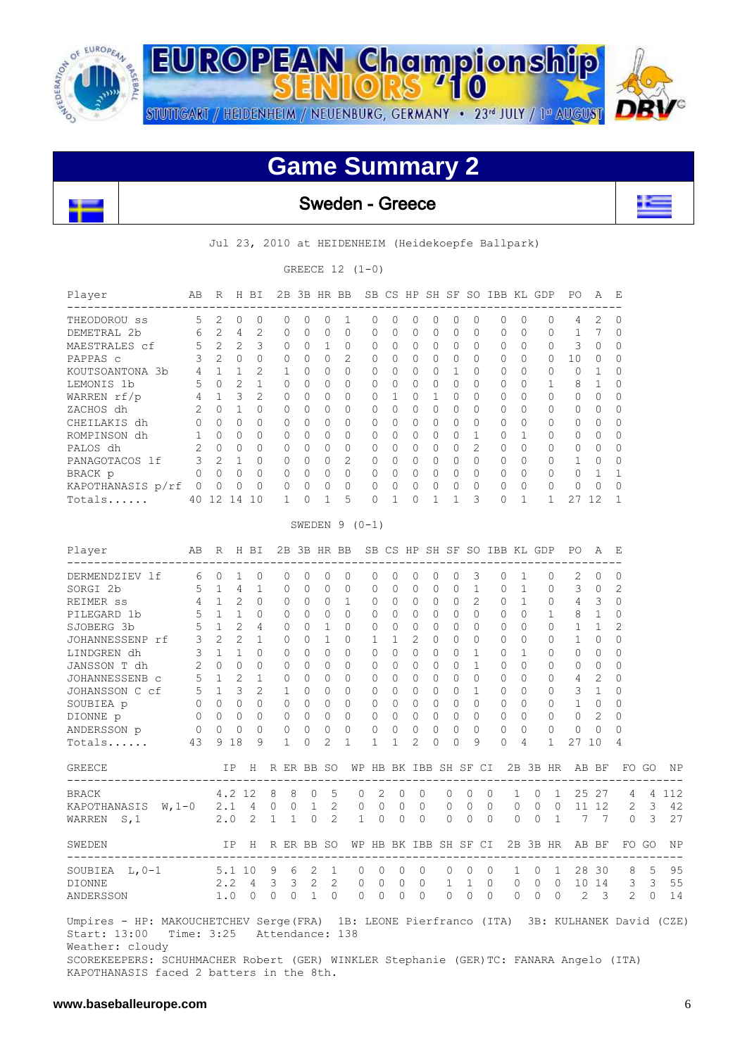# EUROPEAN Championship SENIORS '10

STUTTGART / HEIDENHEIM / NEUENBURG, GERMANY • 23rd JULY / 1st AUGUST

## Game Summary 2

### Sweden - Greece

Jul 23, 2010 at HEIDENHEIM (Heidekoepfe Ballpark)

GREECE 12 (1-0)

| Player | AB | R | H | BI | 2B | 3B | HR | BB | SB | CS | HP | SH | SF | SO | IBB | KL | GDP | PO | A | E |
|---|---|---|---|---|---|---|---|---|---|---|---|---|---|---|---|---|---|---|---|---|
| THEODOROU ss | 5 | 2 | 0 | 0 | 0 | 0 | 0 | 1 | 0 | 0 | 0 | 0 | 0 | 0 | 0 | 0 | 0 | 4 | 2 | 0 |
| DEMETRAL 2b | 6 | 2 | 4 | 2 | 0 | 0 | 0 | 0 | 0 | 0 | 0 | 0 | 0 | 0 | 0 | 0 | 0 | 1 | 7 | 0 |
| MAESTRALES cf | 5 | 2 | 2 | 3 | 0 | 0 | 1 | 0 | 0 | 0 | 0 | 0 | 0 | 0 | 0 | 0 | 0 | 3 | 0 | 0 |
| PAPPAS c | 3 | 2 | 0 | 0 | 0 | 0 | 0 | 2 | 0 | 0 | 0 | 0 | 0 | 0 | 0 | 0 | 0 | 10 | 0 | 0 |
| KOUTSOANTONA 3b | 4 | 1 | 1 | 2 | 1 | 0 | 0 | 0 | 0 | 0 | 0 | 0 | 1 | 0 | 0 | 0 | 0 | 0 | 1 | 0 |
| LEMONIS 1b | 5 | 0 | 2 | 1 | 0 | 0 | 0 | 0 | 0 | 0 | 0 | 0 | 0 | 0 | 0 | 0 | 1 | 8 | 1 | 0 |
| WARREN rf/p | 4 | 1 | 3 | 2 | 0 | 0 | 0 | 0 | 0 | 1 | 0 | 1 | 0 | 0 | 0 | 0 | 0 | 0 | 0 | 0 |
| ZACHOS dh | 2 | 0 | 1 | 0 | 0 | 0 | 0 | 0 | 0 | 0 | 0 | 0 | 0 | 0 | 0 | 0 | 0 | 0 | 0 | 0 |
| CHEILAKIS dh | 0 | 0 | 0 | 0 | 0 | 0 | 0 | 0 | 0 | 0 | 0 | 0 | 0 | 0 | 0 | 0 | 0 | 0 | 0 | 0 |
| ROMPINSON dh | 1 | 0 | 0 | 0 | 0 | 0 | 0 | 0 | 0 | 0 | 0 | 0 | 0 | 1 | 0 | 1 | 0 | 0 | 0 | 0 |
| PALOS dh | 2 | 0 | 0 | 0 | 0 | 0 | 0 | 0 | 0 | 0 | 0 | 0 | 0 | 2 | 0 | 0 | 0 | 0 | 0 | 0 |
| PANAGOTACOS lf | 3 | 2 | 1 | 0 | 0 | 0 | 0 | 2 | 0 | 0 | 0 | 0 | 0 | 0 | 0 | 0 | 0 | 1 | 0 | 0 |
| BRACK p | 0 | 0 | 0 | 0 | 0 | 0 | 0 | 0 | 0 | 0 | 0 | 0 | 0 | 0 | 0 | 0 | 0 | 0 | 1 | 1 |
| KAPOTHANASIS p/rf | 0 | 0 | 0 | 0 | 0 | 0 | 0 | 0 | 0 | 0 | 0 | 0 | 0 | 0 | 0 | 0 | 0 | 0 | 0 | 0 |
| Totals...... | 40 | 12 | 14 | 10 | 1 | 0 | 1 | 5 | 0 | 1 | 0 | 1 | 1 | 3 | 0 | 1 | 1 | 27 | 12 | 1 |

SWEDEN 9 (0-1)

| Player | AB | R | H | BI | 2B | 3B | HR | BB | SB | CS | HP | SH | SF | SO | IBB | KL | GDP | PO | A | E |
|---|---|---|---|---|---|---|---|---|---|---|---|---|---|---|---|---|---|---|---|---|
| DERMENDZIEV lf | 6 | 0 | 1 | 0 | 0 | 0 | 0 | 0 | 0 | 0 | 0 | 0 | 0 | 3 | 0 | 1 | 0 | 2 | 0 | 0 |
| SORGI 2b | 5 | 1 | 4 | 1 | 0 | 0 | 0 | 0 | 0 | 0 | 0 | 0 | 0 | 1 | 0 | 1 | 0 | 3 | 0 | 2 |
| REIMER ss | 4 | 1 | 2 | 0 | 0 | 0 | 0 | 1 | 0 | 0 | 0 | 0 | 0 | 2 | 0 | 1 | 0 | 4 | 3 | 0 |
| PILEGARD 1b | 5 | 1 | 1 | 0 | 0 | 0 | 0 | 0 | 0 | 0 | 0 | 0 | 0 | 0 | 0 | 0 | 1 | 8 | 1 | 0 |
| SJOBERG 3b | 5 | 1 | 2 | 4 | 0 | 0 | 1 | 0 | 0 | 0 | 0 | 0 | 0 | 0 | 0 | 0 | 0 | 1 | 1 | 2 |
| JOHANNESSENP rf | 3 | 2 | 2 | 1 | 0 | 0 | 1 | 0 | 1 | 1 | 2 | 0 | 0 | 0 | 0 | 0 | 0 | 1 | 0 | 0 |
| LINDGREN dh | 3 | 1 | 1 | 0 | 0 | 0 | 0 | 0 | 0 | 0 | 0 | 0 | 0 | 1 | 0 | 1 | 0 | 0 | 0 | 0 |
| JANSSON T dh | 2 | 0 | 0 | 0 | 0 | 0 | 0 | 0 | 0 | 0 | 0 | 0 | 0 | 1 | 0 | 0 | 0 | 0 | 0 | 0 |
| JOHANNESSENB c | 5 | 1 | 2 | 1 | 0 | 0 | 0 | 0 | 0 | 0 | 0 | 0 | 0 | 0 | 0 | 0 | 0 | 4 | 2 | 0 |
| JOHANSSON C cf | 5 | 1 | 3 | 2 | 1 | 0 | 0 | 0 | 0 | 0 | 0 | 0 | 0 | 1 | 0 | 0 | 0 | 3 | 1 | 0 |
| SOUBIEA p | 0 | 0 | 0 | 0 | 0 | 0 | 0 | 0 | 0 | 0 | 0 | 0 | 0 | 0 | 0 | 0 | 0 | 1 | 0 | 0 |
| DIONNE p | 0 | 0 | 0 | 0 | 0 | 0 | 0 | 0 | 0 | 0 | 0 | 0 | 0 | 0 | 0 | 0 | 0 | 0 | 2 | 0 |
| ANDERSSON p | 0 | 0 | 0 | 0 | 0 | 0 | 0 | 0 | 0 | 0 | 0 | 0 | 0 | 0 | 0 | 0 | 0 | 0 | 0 | 0 |
| Totals...... | 43 | 9 | 18 | 9 | 1 | 0 | 2 | 1 | 1 | 1 | 2 | 0 | 0 | 9 | 0 | 4 | 1 | 27 | 10 | 4 |

| GREECE | IP | H | R | ER | BB | SO | WP | HB | BK | IBB | SH | SF | CI | 2B | 3B | HR | AB | BF | FO | GO | NP |
|---|---|---|---|---|---|---|---|---|---|---|---|---|---|---|---|---|---|---|---|---|---|
| BRACK | 4.2 | 12 | 8 | 8 | 0 | 5 | 0 | 2 | 0 | 0 | 0 | 0 | 0 | 1 | 0 | 1 | 25 | 27 | 4 | 4 | 112 |
| KAPOTHANASIS W,1-0 | 2.1 | 4 | 0 | 0 | 1 | 2 | 0 | 0 | 0 | 0 | 0 | 0 | 0 | 0 | 0 | 0 | 11 | 12 | 2 | 3 | 42 |
| WARREN S,1 | 2.0 | 2 | 1 | 1 | 0 | 2 | 1 | 0 | 0 | 0 | 0 | 0 | 0 | 0 | 0 | 1 | 7 | 7 | 0 | 3 | 27 |

| SWEDEN | IP | H | R | ER | BB | SO | WP | HB | BK | IBB | SH | SF | CI | 2B | 3B | HR | AB | BF | FO | GO | NP |
|---|---|---|---|---|---|---|---|---|---|---|---|---|---|---|---|---|---|---|---|---|---|
| SOUBIEA L,0-1 | 5.1 | 10 | 9 | 6 | 2 | 1 | 0 | 0 | 0 | 0 | 0 | 0 | 0 | 1 | 0 | 1 | 28 | 30 | 8 | 5 | 95 |
| DIONNE | 2.2 | 4 | 3 | 3 | 2 | 2 | 0 | 0 | 0 | 0 | 1 | 1 | 0 | 0 | 0 | 0 | 10 | 14 | 3 | 3 | 55 |
| ANDERSSON | 1.0 | 0 | 0 | 0 | 1 | 0 | 0 | 0 | 0 | 0 | 0 | 0 | 0 | 0 | 0 | 0 | 2 | 3 | 2 | 0 | 14 |

Umpires - HP: MAKOUCHETCHEV Serge(FRA) 1B: LEONE Pierfranco (ITA) 3B: KULHANEK David (CZE)
Start: 13:00 Time: 3:25 Attendance: 138
Weather: cloudy
SCOREKEEPERS: SCHUHMACHER Robert (GER) WINKLER Stephanie (GER)TC: FANARA Angelo (ITA)
KAPOTHANASIS faced 2 batters in the 8th.

www.baseballeurope.com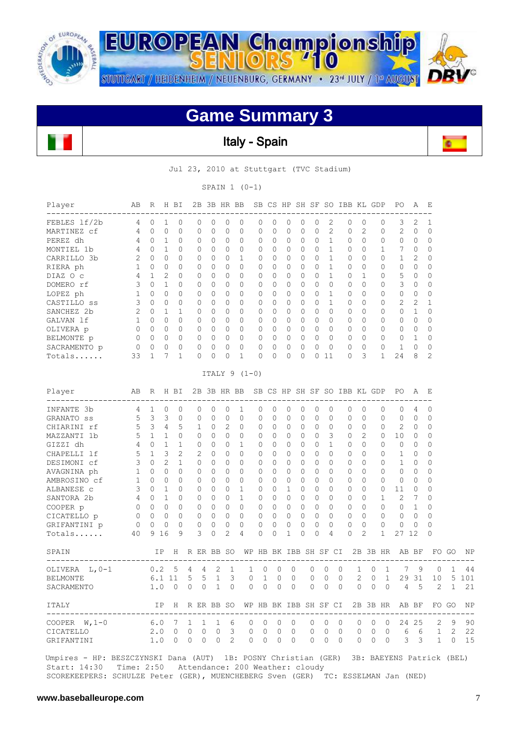# EUROPEAN Championship SENIORS '10

STUTTGART / HEIDENHEIM / NEUENBURG, GERMANY • 23rd JULY / 1st AUGUST

## Game Summary 3

### Italy - Spain

Jul 23, 2010 at Stuttgart (TVC Stadium)

SPAIN 1 (0-1)

| Player | AB | R | H | BI | 2B | 3B | HR | BB | SB | CS | HP | SH | SF | SO | IBB | KL | GDP | PO | A | E |
|---|---|---|---|---|---|---|---|---|---|---|---|---|---|---|---|---|---|---|---|---|
| FEBLES lf/2b | 4 | 0 | 1 | 0 | 0 | 0 | 0 | 0 | 0 | 0 | 0 | 0 | 0 | 2 | 0 | 0 | 0 | 3 | 2 | 1 |
| MARTINEZ cf | 4 | 0 | 0 | 0 | 0 | 0 | 0 | 0 | 0 | 0 | 0 | 0 | 0 | 2 | 0 | 2 | 0 | 2 | 0 | 0 |
| PEREZ dh | 4 | 0 | 1 | 0 | 0 | 0 | 0 | 0 | 0 | 0 | 0 | 0 | 0 | 1 | 0 | 0 | 0 | 0 | 0 | 0 |
| MONTIEL 1b | 4 | 0 | 1 | 0 | 0 | 0 | 0 | 0 | 0 | 0 | 0 | 0 | 0 | 1 | 0 | 0 | 1 | 7 | 0 | 0 |
| CARRILLO 3b | 2 | 0 | 0 | 0 | 0 | 0 | 0 | 1 | 0 | 0 | 0 | 0 | 0 | 1 | 0 | 0 | 0 | 1 | 2 | 0 |
| RIERA ph | 1 | 0 | 0 | 0 | 0 | 0 | 0 | 0 | 0 | 0 | 0 | 0 | 0 | 1 | 0 | 0 | 0 | 0 | 0 | 0 |
| DIAZ O c | 4 | 1 | 2 | 0 | 0 | 0 | 0 | 0 | 0 | 0 | 0 | 0 | 0 | 1 | 0 | 1 | 0 | 5 | 0 | 0 |
| DOMERO rf | 3 | 0 | 1 | 0 | 0 | 0 | 0 | 0 | 0 | 0 | 0 | 0 | 0 | 0 | 0 | 0 | 0 | 3 | 0 | 0 |
| LOPEZ ph | 1 | 0 | 0 | 0 | 0 | 0 | 0 | 0 | 0 | 0 | 0 | 0 | 0 | 1 | 0 | 0 | 0 | 0 | 0 | 0 |
| CASTILLO ss | 3 | 0 | 0 | 0 | 0 | 0 | 0 | 0 | 0 | 0 | 0 | 0 | 0 | 1 | 0 | 0 | 0 | 2 | 2 | 1 |
| SANCHEZ 2b | 2 | 0 | 1 | 1 | 0 | 0 | 0 | 0 | 0 | 0 | 0 | 0 | 0 | 0 | 0 | 0 | 0 | 0 | 1 | 0 |
| GALVAN lf | 1 | 0 | 0 | 0 | 0 | 0 | 0 | 0 | 0 | 0 | 0 | 0 | 0 | 0 | 0 | 0 | 0 | 0 | 0 | 0 |
| OLIVERA p | 0 | 0 | 0 | 0 | 0 | 0 | 0 | 0 | 0 | 0 | 0 | 0 | 0 | 0 | 0 | 0 | 0 | 0 | 0 | 0 |
| BELMONTE p | 0 | 0 | 0 | 0 | 0 | 0 | 0 | 0 | 0 | 0 | 0 | 0 | 0 | 0 | 0 | 0 | 0 | 0 | 1 | 0 |
| SACRAMENTO p | 0 | 0 | 0 | 0 | 0 | 0 | 0 | 0 | 0 | 0 | 0 | 0 | 0 | 0 | 0 | 0 | 0 | 1 | 0 | 0 |
| Totals...... | 33 | 1 | 7 | 1 | 0 | 0 | 0 | 1 | 0 | 0 | 0 | 0 | 0 | 11 | 0 | 3 | 1 | 24 | 8 | 2 |

ITALY 9 (1-0)

| Player | AB | R | H | BI | 2B | 3B | HR | BB | SB | CS | HP | SH | SF | SO | IBB | KL | GDP | PO | A | E |
|---|---|---|---|---|---|---|---|---|---|---|---|---|---|---|---|---|---|---|---|---|
| INFANTE 3b | 4 | 1 | 0 | 0 | 0 | 0 | 0 | 1 | 0 | 0 | 0 | 0 | 0 | 0 | 0 | 0 | 0 | 0 | 4 | 0 |
| GRANATO ss | 5 | 3 | 3 | 0 | 0 | 0 | 0 | 0 | 0 | 0 | 0 | 0 | 0 | 0 | 0 | 0 | 0 | 0 | 0 | 0 |
| CHIARINI rf | 5 | 3 | 4 | 5 | 1 | 0 | 2 | 0 | 0 | 0 | 0 | 0 | 0 | 0 | 0 | 0 | 0 | 2 | 0 | 0 |
| MAZZANTI 1b | 5 | 1 | 1 | 0 | 0 | 0 | 0 | 0 | 0 | 0 | 0 | 0 | 0 | 3 | 0 | 2 | 0 | 10 | 0 | 0 |
| GIZZI dh | 4 | 0 | 1 | 1 | 0 | 0 | 0 | 1 | 0 | 0 | 0 | 0 | 0 | 1 | 0 | 0 | 0 | 0 | 0 | 0 |
| CHAPELLI lf | 5 | 1 | 3 | 2 | 2 | 0 | 0 | 0 | 0 | 0 | 0 | 0 | 0 | 0 | 0 | 0 | 0 | 1 | 0 | 0 |
| DESIMONI cf | 3 | 0 | 2 | 1 | 0 | 0 | 0 | 0 | 0 | 0 | 0 | 0 | 0 | 0 | 0 | 0 | 0 | 1 | 0 | 0 |
| AVAGNINA ph | 1 | 0 | 0 | 0 | 0 | 0 | 0 | 0 | 0 | 0 | 0 | 0 | 0 | 0 | 0 | 0 | 0 | 0 | 0 | 0 |
| AMBROSINO cf | 1 | 0 | 0 | 0 | 0 | 0 | 0 | 0 | 0 | 0 | 0 | 0 | 0 | 0 | 0 | 0 | 0 | 0 | 0 | 0 |
| ALBANESE c | 3 | 0 | 1 | 0 | 0 | 0 | 0 | 1 | 0 | 0 | 1 | 0 | 0 | 0 | 0 | 0 | 0 | 11 | 0 | 0 |
| SANTORA 2b | 4 | 0 | 1 | 0 | 0 | 0 | 0 | 1 | 0 | 0 | 0 | 0 | 0 | 0 | 0 | 0 | 1 | 2 | 7 | 0 |
| COOPER p | 0 | 0 | 0 | 0 | 0 | 0 | 0 | 0 | 0 | 0 | 0 | 0 | 0 | 0 | 0 | 0 | 0 | 0 | 1 | 0 |
| CICATELLO p | 0 | 0 | 0 | 0 | 0 | 0 | 0 | 0 | 0 | 0 | 0 | 0 | 0 | 0 | 0 | 0 | 0 | 0 | 0 | 0 |
| GRIFANTINI p | 0 | 0 | 0 | 0 | 0 | 0 | 0 | 0 | 0 | 0 | 0 | 0 | 0 | 0 | 0 | 0 | 0 | 0 | 0 | 0 |
| Totals...... | 40 | 9 | 16 | 9 | 3 | 0 | 2 | 4 | 0 | 0 | 1 | 0 | 0 | 4 | 0 | 2 | 1 | 27 | 12 | 0 |

| SPAIN | IP | H | R | ER | BB | SO | WP | HB | BK | IBB | SH | SF | CI | 2B | 3B | HR | AB | BF | FO | GO | NP |
|---|---|---|---|---|---|---|---|---|---|---|---|---|---|---|---|---|---|---|---|---|---|
| OLIVERA L,0-1 | 0.2 | 5 | 4 | 4 | 2 | 1 | 1 | 0 | 0 | 0 | 0 | 0 | 0 | 1 | 0 | 1 | 7 | 9 | 0 | 1 | 44 |
| BELMONTE | 6.1 | 11 | 5 | 5 | 1 | 3 | 0 | 1 | 0 | 0 | 0 | 0 | 0 | 2 | 0 | 1 | 29 | 31 | 10 | 5 | 101 |
| SACRAMENTO | 1.0 | 0 | 0 | 0 | 1 | 0 | 0 | 0 | 0 | 0 | 0 | 0 | 0 | 0 | 0 | 0 | 4 | 5 | 2 | 1 | 21 |

| ITALY | IP | H | R | ER | BB | SO | WP | HB | BK | IBB | SH | SF | CI | 2B | 3B | HR | AB | BF | FO | GO | NP |
|---|---|---|---|---|---|---|---|---|---|---|---|---|---|---|---|---|---|---|---|---|---|
| COOPER W,1-0 | 6.0 | 7 | 1 | 1 | 1 | 6 | 0 | 0 | 0 | 0 | 0 | 0 | 0 | 0 | 0 | 0 | 24 | 25 | 2 | 9 | 90 |
| CICATELLO | 2.0 | 0 | 0 | 0 | 0 | 3 | 0 | 0 | 0 | 0 | 0 | 0 | 0 | 0 | 0 | 0 | 6 | 6 | 1 | 2 | 22 |
| GRIFANTINI | 1.0 | 0 | 0 | 0 | 0 | 2 | 0 | 0 | 0 | 0 | 0 | 0 | 0 | 0 | 0 | 0 | 3 | 3 | 1 | 0 | 15 |

Umpires - HP: BESZCZYNSKI Dana (AUT) 1B: POSNY Christian (GER) 3B: BAEYENS Patrick (BEL)
Start: 14:30 Time: 2:50 Attendance: 200 Weather: cloudy
SCOREKEEPERS: SCHULZE Peter (GER), MUENCHEBERG Sven (GER) TC: ESSELMAN Jan (NED)

www.baseballeurope.com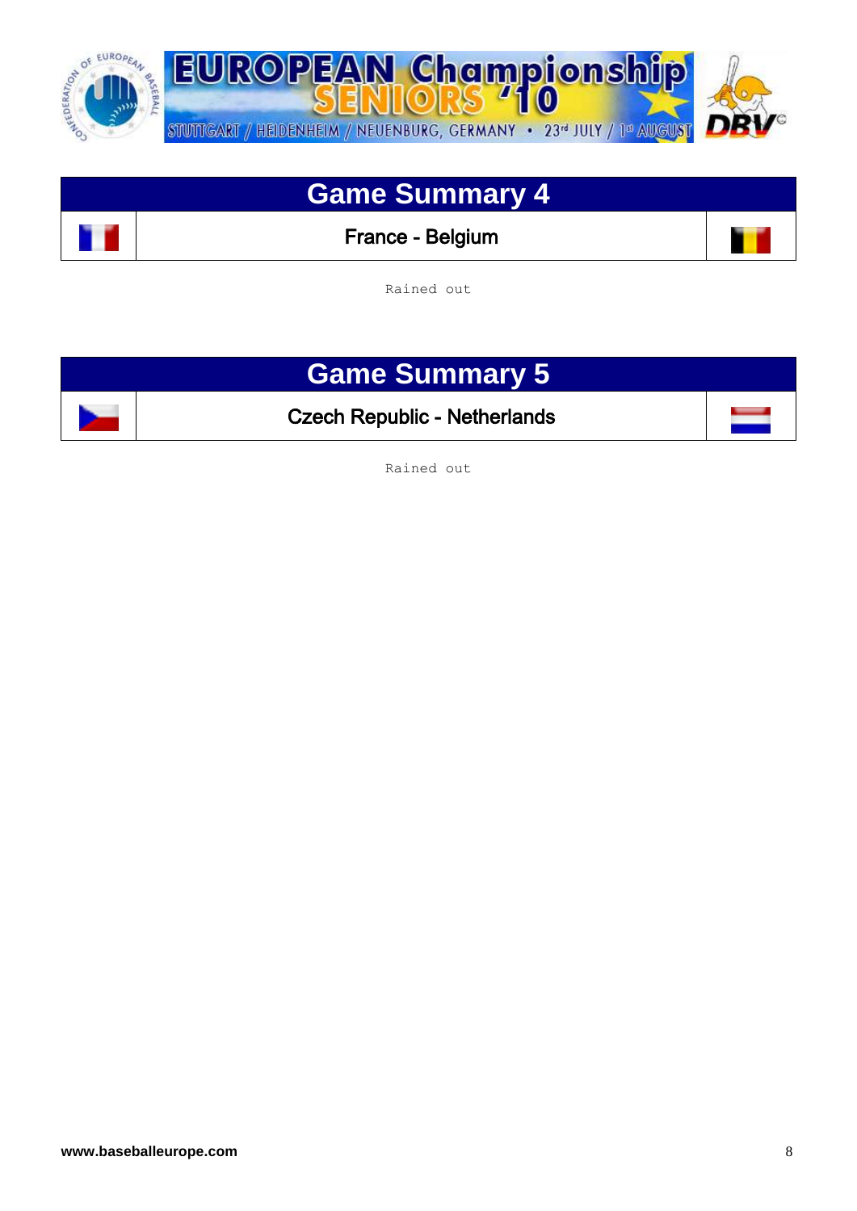## Game Summary 4

France - Belgium

Rained out

## Game Summary 5

Czech Republic - Netherlands

Rained out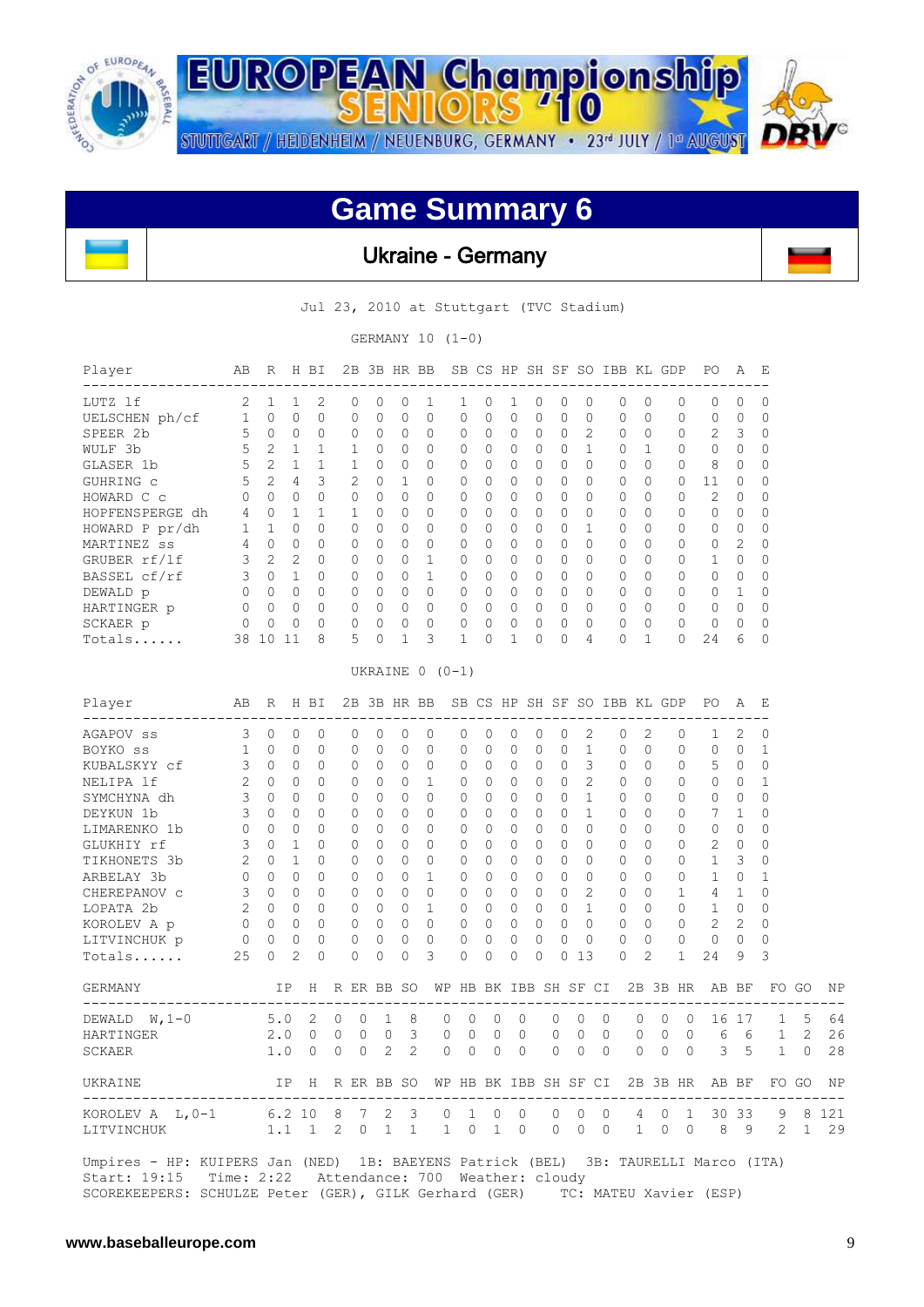EUROPEAN Championship SENIORS '10

STUTTGART / HEIDENHEIM / NEUENBURG, GERMANY • 23rd JULY / 1st AUGUST

# Game Summary 6

## Ukraine - Germany

Jul 23, 2010 at Stuttgart (TVC Stadium)

GERMANY 10 (1-0)

| Player | AB | R | H | BI | 2B | 3B | HR | BB | SB | CS | HP | SH | SF | SO | IBB | KL | GDP | PO | A | E |
|---|---|---|---|---|---|---|---|---|---|---|---|---|---|---|---|---|---|---|---|---|
| LUTZ lf | 2 | 1 | 1 | 2 | 0 | 0 | 0 | 1 | 1 | 0 | 1 | 0 | 0 | 0 | 0 | 0 | 0 | 0 | 0 | 0 |
| UELSCHEN ph/cf | 1 | 0 | 0 | 0 | 0 | 0 | 0 | 0 | 0 | 0 | 0 | 0 | 0 | 0 | 0 | 0 | 0 | 0 | 0 | 0 |
| SPEER 2b | 5 | 0 | 0 | 0 | 0 | 0 | 0 | 0 | 0 | 0 | 0 | 0 | 0 | 2 | 0 | 0 | 0 | 2 | 3 | 0 |
| WULF 3b | 5 | 2 | 1 | 1 | 1 | 0 | 0 | 0 | 0 | 0 | 0 | 0 | 0 | 1 | 0 | 1 | 0 | 0 | 0 | 0 |
| GLASER 1b | 5 | 2 | 1 | 1 | 1 | 0 | 0 | 0 | 0 | 0 | 0 | 0 | 0 | 0 | 0 | 0 | 0 | 8 | 0 | 0 |
| GUHRING c | 5 | 2 | 4 | 3 | 2 | 0 | 1 | 0 | 0 | 0 | 0 | 0 | 0 | 0 | 0 | 0 | 0 | 11 | 0 | 0 |
| HOWARD C c | 0 | 0 | 0 | 0 | 0 | 0 | 0 | 0 | 0 | 0 | 0 | 0 | 0 | 0 | 0 | 0 | 0 | 2 | 0 | 0 |
| HOPFENSPERGE dh | 4 | 0 | 1 | 1 | 1 | 0 | 0 | 0 | 0 | 0 | 0 | 0 | 0 | 0 | 0 | 0 | 0 | 0 | 0 | 0 |
| HOWARD P pr/dh | 1 | 1 | 0 | 0 | 0 | 0 | 0 | 0 | 0 | 0 | 0 | 0 | 0 | 1 | 0 | 0 | 0 | 0 | 0 | 0 |
| MARTINEZ ss | 4 | 0 | 0 | 0 | 0 | 0 | 0 | 0 | 0 | 0 | 0 | 0 | 0 | 0 | 0 | 0 | 0 | 0 | 2 | 0 |
| GRUBER rf/lf | 3 | 2 | 2 | 0 | 0 | 0 | 0 | 1 | 0 | 0 | 0 | 0 | 0 | 0 | 0 | 0 | 0 | 1 | 0 | 0 |
| BASSEL cf/rf | 3 | 0 | 1 | 0 | 0 | 0 | 0 | 1 | 0 | 0 | 0 | 0 | 0 | 0 | 0 | 0 | 0 | 0 | 0 | 0 |
| DEWALD p | 0 | 0 | 0 | 0 | 0 | 0 | 0 | 0 | 0 | 0 | 0 | 0 | 0 | 0 | 0 | 0 | 0 | 0 | 1 | 0 |
| HARTINGER p | 0 | 0 | 0 | 0 | 0 | 0 | 0 | 0 | 0 | 0 | 0 | 0 | 0 | 0 | 0 | 0 | 0 | 0 | 0 | 0 |
| SCKAER p | 0 | 0 | 0 | 0 | 0 | 0 | 0 | 0 | 0 | 0 | 0 | 0 | 0 | 0 | 0 | 0 | 0 | 0 | 0 | 0 |
| Totals...... | 38 | 10 | 11 | 8 | 5 | 0 | 1 | 3 | 1 | 0 | 1 | 0 | 0 | 4 | 0 | 1 | 0 | 24 | 6 | 0 |

UKRAINE 0 (0-1)

| Player | AB | R | H | BI | 2B | 3B | HR | BB | SB | CS | HP | SH | SF | SO | IBB | KL | GDP | PO | A | E |
|---|---|---|---|---|---|---|---|---|---|---|---|---|---|---|---|---|---|---|---|---|
| AGAPOV ss | 3 | 0 | 0 | 0 | 0 | 0 | 0 | 0 | 0 | 0 | 0 | 0 | 0 | 2 | 0 | 2 | 0 | 1 | 2 | 0 |
| BOYKO ss | 1 | 0 | 0 | 0 | 0 | 0 | 0 | 0 | 0 | 0 | 0 | 0 | 0 | 1 | 0 | 0 | 0 | 0 | 0 | 1 |
| KUBALSKYY cf | 3 | 0 | 0 | 0 | 0 | 0 | 0 | 0 | 0 | 0 | 0 | 0 | 0 | 3 | 0 | 0 | 0 | 5 | 0 | 0 |
| NELIPA lf | 2 | 0 | 0 | 0 | 0 | 0 | 0 | 1 | 0 | 0 | 0 | 0 | 0 | 2 | 0 | 0 | 0 | 0 | 0 | 1 |
| SYMCHYNA dh | 3 | 0 | 0 | 0 | 0 | 0 | 0 | 0 | 0 | 0 | 0 | 0 | 0 | 1 | 0 | 0 | 0 | 0 | 0 | 0 |
| DEYKUN 1b | 3 | 0 | 0 | 0 | 0 | 0 | 0 | 0 | 0 | 0 | 0 | 0 | 0 | 1 | 0 | 0 | 0 | 7 | 1 | 0 |
| LIMARENKO 1b | 0 | 0 | 0 | 0 | 0 | 0 | 0 | 0 | 0 | 0 | 0 | 0 | 0 | 0 | 0 | 0 | 0 | 0 | 0 | 0 |
| GLUKHIY rf | 3 | 0 | 1 | 0 | 0 | 0 | 0 | 0 | 0 | 0 | 0 | 0 | 0 | 0 | 0 | 0 | 0 | 2 | 0 | 0 |
| TIKHONETS 3b | 2 | 0 | 1 | 0 | 0 | 0 | 0 | 0 | 0 | 0 | 0 | 0 | 0 | 0 | 0 | 0 | 0 | 1 | 3 | 0 |
| ARBELAY 3b | 0 | 0 | 0 | 0 | 0 | 0 | 0 | 1 | 0 | 0 | 0 | 0 | 0 | 0 | 0 | 0 | 0 | 1 | 0 | 1 |
| CHEREPANOV c | 3 | 0 | 0 | 0 | 0 | 0 | 0 | 0 | 0 | 0 | 0 | 0 | 0 | 2 | 0 | 0 | 1 | 4 | 1 | 0 |
| LOPATA 2b | 2 | 0 | 0 | 0 | 0 | 0 | 0 | 1 | 0 | 0 | 0 | 0 | 0 | 1 | 0 | 0 | 0 | 1 | 0 | 0 |
| KOROLEV A p | 0 | 0 | 0 | 0 | 0 | 0 | 0 | 0 | 0 | 0 | 0 | 0 | 0 | 0 | 0 | 0 | 0 | 2 | 2 | 0 |
| LITVINCHUK p | 0 | 0 | 0 | 0 | 0 | 0 | 0 | 0 | 0 | 0 | 0 | 0 | 0 | 0 | 0 | 0 | 0 | 0 | 0 | 0 |
| Totals...... | 25 | 0 | 2 | 0 | 0 | 0 | 0 | 3 | 0 | 0 | 0 | 0 | 0 | 13 | 0 | 2 | 1 | 24 | 9 | 3 |

| GERMANY | IP | H | R | ER | BB | SO | WP | HB | BK | IBB | SH | SF | CI | 2B | 3B | HR | AB | BF | FO | GO | NP |
|---|---|---|---|---|---|---|---|---|---|---|---|---|---|---|---|---|---|---|---|---|---|
| DEWALD W,1-0 | 5.0 | 2 | 0 | 0 | 1 | 8 | 0 | 0 | 0 | 0 | 0 | 0 | 0 | 0 | 0 | 0 | 16 | 17 | 1 | 5 | 64 |
| HARTINGER | 2.0 | 0 | 0 | 0 | 0 | 3 | 0 | 0 | 0 | 0 | 0 | 0 | 0 | 0 | 0 | 0 | 6 | 6 | 1 | 2 | 26 |
| SCKAER | 1.0 | 0 | 0 | 0 | 2 | 2 | 0 | 0 | 0 | 0 | 0 | 0 | 0 | 0 | 0 | 0 | 3 | 5 | 1 | 0 | 28 |

| UKRAINE | IP | H | R | ER | BB | SO | WP | HB | BK | IBB | SH | SF | CI | 2B | 3B | HR | AB | BF | FO | GO | NP |
|---|---|---|---|---|---|---|---|---|---|---|---|---|---|---|---|---|---|---|---|---|---|
| KOROLEV A L,0-1 | 6.2 | 10 | 8 | 7 | 2 | 3 | 0 | 1 | 0 | 0 | 0 | 0 | 0 | 4 | 0 | 1 | 30 | 33 | 9 | 8 | 121 |
| LITVINCHUK | 1.1 | 1 | 2 | 0 | 1 | 1 | 1 | 0 | 1 | 0 | 0 | 0 | 0 | 1 | 0 | 0 | 8 | 9 | 2 | 1 | 29 |

Umpires - HP: KUIPERS Jan (NED) 1B: BAEYENS Patrick (BEL) 3B: TAURELLI Marco (ITA)
Start: 19:15 Time: 2:22 Attendance: 700 Weather: cloudy
SCOREKEEPERS: SCHULZE Peter (GER), GILK Gerhard (GER) TC: MATEU Xavier (ESP)

www.baseballeurope.com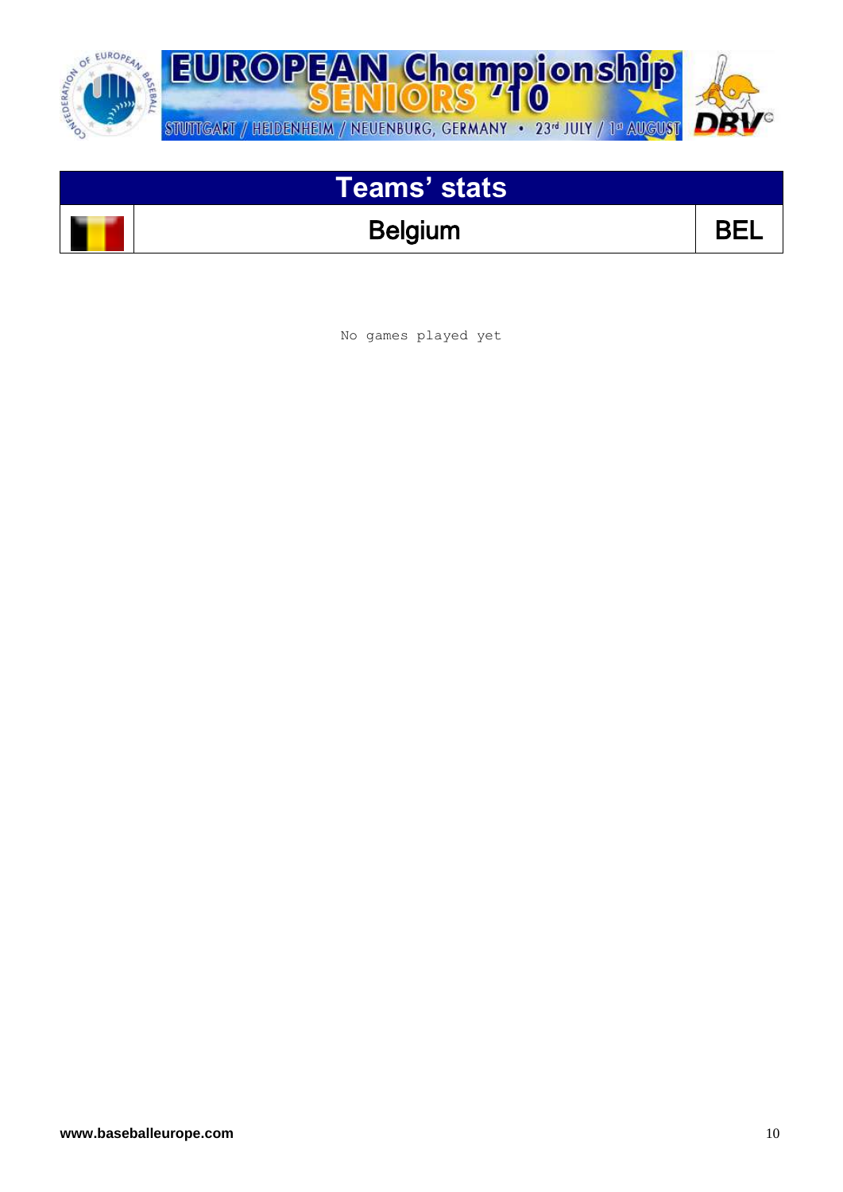# Teams' stats

| | Belgium | BEL |
|---|---|---|

No games played yet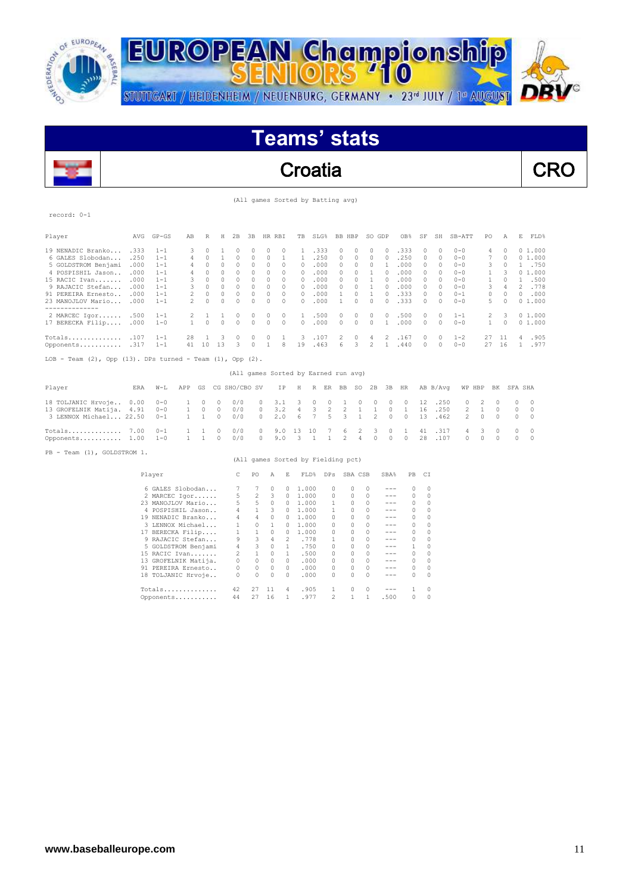# EUROPEAN Championship SENIORS '10

STUTTGART / HEIDENHEIM / NEUENBURG, GERMANY • 23rd JULY / 1st AUGUST

## Teams' stats

## Croatia — CRO

(All games Sorted by Batting avg)

record: 0-1

| Player | AVG | GP-GS | AB | R | H | 2B | 3B | HR | RBI | TB | SLG% | BB | HBP | SO | GDP | OB% | SF | SH | SB-ATT | PO | A | E | FLD% |
|---|---|---|---|---|---|---|---|---|---|---|---|---|---|---|---|---|---|---|---|---|---|---|---|
| 19 NENADIC Branko... | .333 | 1-1 | 3 | 0 | 1 | 0 | 0 | 0 | 0 | 1 | .333 | 0 | 0 | 0 | 0 | .333 | 0 | 0 | 0-0 | 4 | 0 | 0 | 1.000 |
| 6 GALES Slobodan... | .250 | 1-1 | 4 | 0 | 1 | 0 | 0 | 0 | 1 | 1 | .250 | 0 | 0 | 0 | 0 | .250 | 0 | 0 | 0-0 | 7 | 0 | 0 | 1.000 |
| 5 GOLDSTROM Benjami | .000 | 1-1 | 4 | 0 | 0 | 0 | 0 | 0 | 0 | 0 | .000 | 0 | 0 | 0 | 1 | .000 | 0 | 0 | 0-0 | 3 | 0 | 1 | .750 |
| 4 POSPISHIL Jason.. | .000 | 1-1 | 4 | 0 | 0 | 0 | 0 | 0 | 0 | 0 | .000 | 0 | 0 | 1 | 0 | .000 | 0 | 0 | 0-0 | 1 | 3 | 0 | 1.000 |
| 15 RACIC Ivan....... | .000 | 1-1 | 3 | 0 | 0 | 0 | 0 | 0 | 0 | 0 | .000 | 0 | 0 | 1 | 0 | .000 | 0 | 0 | 0-0 | 1 | 0 | 1 | .500 |
| 9 RAJACIC Stefan... | .000 | 1-1 | 3 | 0 | 0 | 0 | 0 | 0 | 0 | 0 | .000 | 0 | 0 | 1 | 0 | .000 | 0 | 0 | 0-0 | 3 | 4 | 2 | .778 |
| 91 PEREIRA Ernesto.. | .000 | 1-1 | 2 | 0 | 0 | 0 | 0 | 0 | 0 | 0 | .000 | 1 | 0 | 1 | 0 | .333 | 0 | 0 | 0-1 | 0 | 0 | 0 | .000 |
| 23 MANOJLOV Mario... | .000 | 1-1 | 2 | 0 | 0 | 0 | 0 | 0 | 0 | 0 | .000 | 1 | 0 | 0 | 0 | .333 | 0 | 0 | 0-0 | 5 | 0 | 0 | 1.000 |
| 2 MARCEC Igor...... | .500 | 1-1 | 2 | 1 | 1 | 0 | 0 | 0 | 0 | 1 | .500 | 0 | 0 | 0 | 0 | .500 | 0 | 0 | 1-1 | 2 | 3 | 0 | 1.000 |
| 17 BERECKA Filip.... | .000 | 1-0 | 1 | 0 | 0 | 0 | 0 | 0 | 0 | 0 | .000 | 0 | 0 | 0 | 1 | .000 | 0 | 0 | 0-0 | 1 | 0 | 0 | 1.000 |
| Totals.............. | .107 | 1-1 | 28 | 1 | 3 | 0 | 0 | 0 | 1 | 3 | .107 | 2 | 0 | 4 | 2 | .167 | 0 | 0 | 1-2 | 27 | 11 | 4 | .905 |
| Opponents........... | .317 | 1-1 | 41 | 10 | 13 | 3 | 0 | 1 | 8 | 19 | .463 | 6 | 3 | 2 | 1 | .440 | 0 | 0 | 0-0 | 27 | 16 | 1 | .977 |

LOB - Team (2), Opp (13). DPs turned - Team (1), Opp (2).

(All games Sorted by Earned run avg)

| Player | ERA | W-L | APP | GS | CG | SHO/CBO | SV | IP | H | R | ER | BB | SO | 2B | 3B | HR | AB | B/Avg | WP | HBP | BK | SFA | SHA |
|---|---|---|---|---|---|---|---|---|---|---|---|---|---|---|---|---|---|---|---|---|---|---|---|
| 18 TOLJANIC Hrvoje.. | 0.00 | 0-0 | 1 | 0 | 0 | 0/0 | 0 | 3.1 | 3 | 0 | 0 | 1 | 0 | 0 | 0 | 0 | 12 | .250 | 0 | 2 | 0 | 0 | 0 |
| 13 GROFELNIK Matija. | 4.91 | 0-0 | 1 | 0 | 0 | 0/0 | 0 | 3.2 | 4 | 3 | 2 | 2 | 1 | 1 | 0 | 1 | 16 | .250 | 2 | 1 | 0 | 0 | 0 |
| 3 LENNOX Michael... | 22.50 | 0-1 | 1 | 1 | 0 | 0/0 | 0 | 2.0 | 6 | 7 | 5 | 3 | 1 | 2 | 0 | 0 | 13 | .462 | 2 | 0 | 0 | 0 | 0 |
| Totals.............. | 7.00 | 0-1 | 1 | 1 | 0 | 0/0 | 0 | 9.0 | 13 | 10 | 7 | 6 | 2 | 3 | 0 | 1 | 41 | .317 | 4 | 3 | 0 | 0 | 0 |
| Opponents........... | 1.00 | 1-0 | 1 | 1 | 0 | 0/0 | 0 | 9.0 | 3 | 1 | 1 | 2 | 4 | 0 | 0 | 0 | 28 | .107 | 0 | 0 | 0 | 0 | 0 |

PB - Team (1), GOLDSTROM 1.

(All games Sorted by Fielding pct)

| Player | C | PO | A | E | FLD% | DPs | SBA | CSB | SBA% | PB | CI |
|---|---|---|---|---|---|---|---|---|---|---|---|
| 6 GALES Slobodan... | 7 | 7 | 0 | 0 | 1.000 | 0 | 0 | 0 | --- | 0 | 0 |
| 2 MARCEC Igor...... | 5 | 2 | 3 | 0 | 1.000 | 0 | 0 | 0 | --- | 0 | 0 |
| 23 MANOJLOV Mario... | 5 | 5 | 0 | 0 | 1.000 | 1 | 0 | 0 | --- | 0 | 0 |
| 4 POSPISHIL Jason.. | 4 | 1 | 3 | 0 | 1.000 | 1 | 0 | 0 | --- | 0 | 0 |
| 19 NENADIC Branko... | 4 | 4 | 0 | 0 | 1.000 | 0 | 0 | 0 | --- | 0 | 0 |
| 3 LENNOX Michael... | 1 | 0 | 1 | 0 | 1.000 | 0 | 0 | 0 | --- | 0 | 0 |
| 17 BERECKA Filip.... | 1 | 1 | 0 | 0 | 1.000 | 0 | 0 | 0 | --- | 0 | 0 |
| 9 RAJACIC Stefan... | 9 | 3 | 4 | 2 | .778 | 1 | 0 | 0 | --- | 0 | 0 |
| 5 GOLDSTROM Benjami | 4 | 3 | 0 | 1 | .750 | 0 | 0 | 0 | --- | 1 | 0 |
| 15 RACIC Ivan....... | 2 | 1 | 0 | 1 | .500 | 0 | 0 | 0 | --- | 0 | 0 |
| 13 GROFELNIK Matija. | 0 | 0 | 0 | 0 | .000 | 0 | 0 | 0 | --- | 0 | 0 |
| 91 PEREIRA Ernesto.. | 0 | 0 | 0 | 0 | .000 | 0 | 0 | 0 | --- | 0 | 0 |
| 18 TOLJANIC Hrvoje.. | 0 | 0 | 0 | 0 | .000 | 0 | 0 | 0 | --- | 0 | 0 |
| Totals.............. | 42 | 27 | 11 | 4 | .905 | 1 | 0 | 0 | --- | 1 | 0 |
| Opponents........... | 44 | 27 | 16 | 1 | .977 | 2 | 1 | 1 | .500 | 0 | 0 |

**www.baseballeurope.com**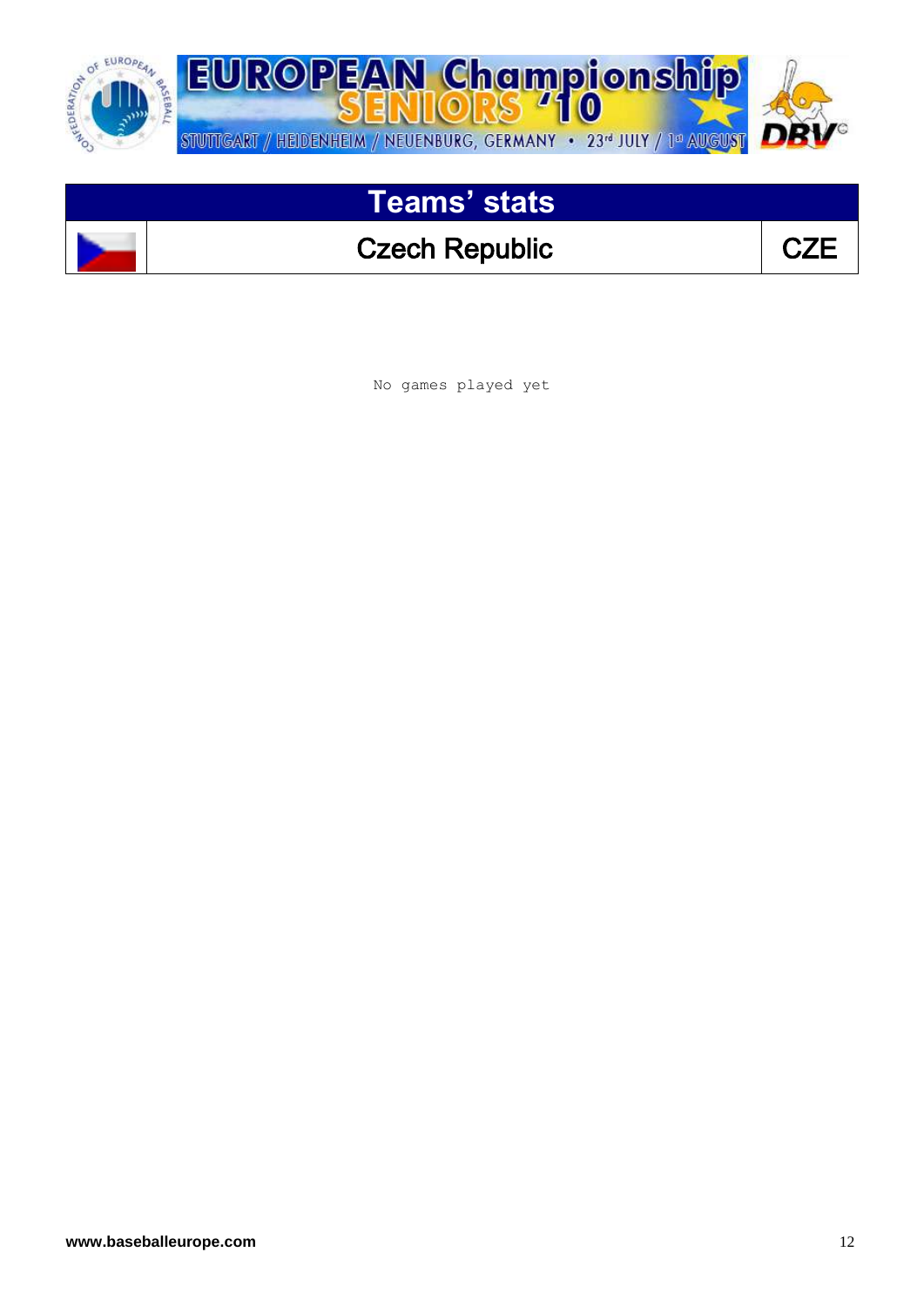## Teams' stats

| | Czech Republic | CZE |
|---|---|---|

No games played yet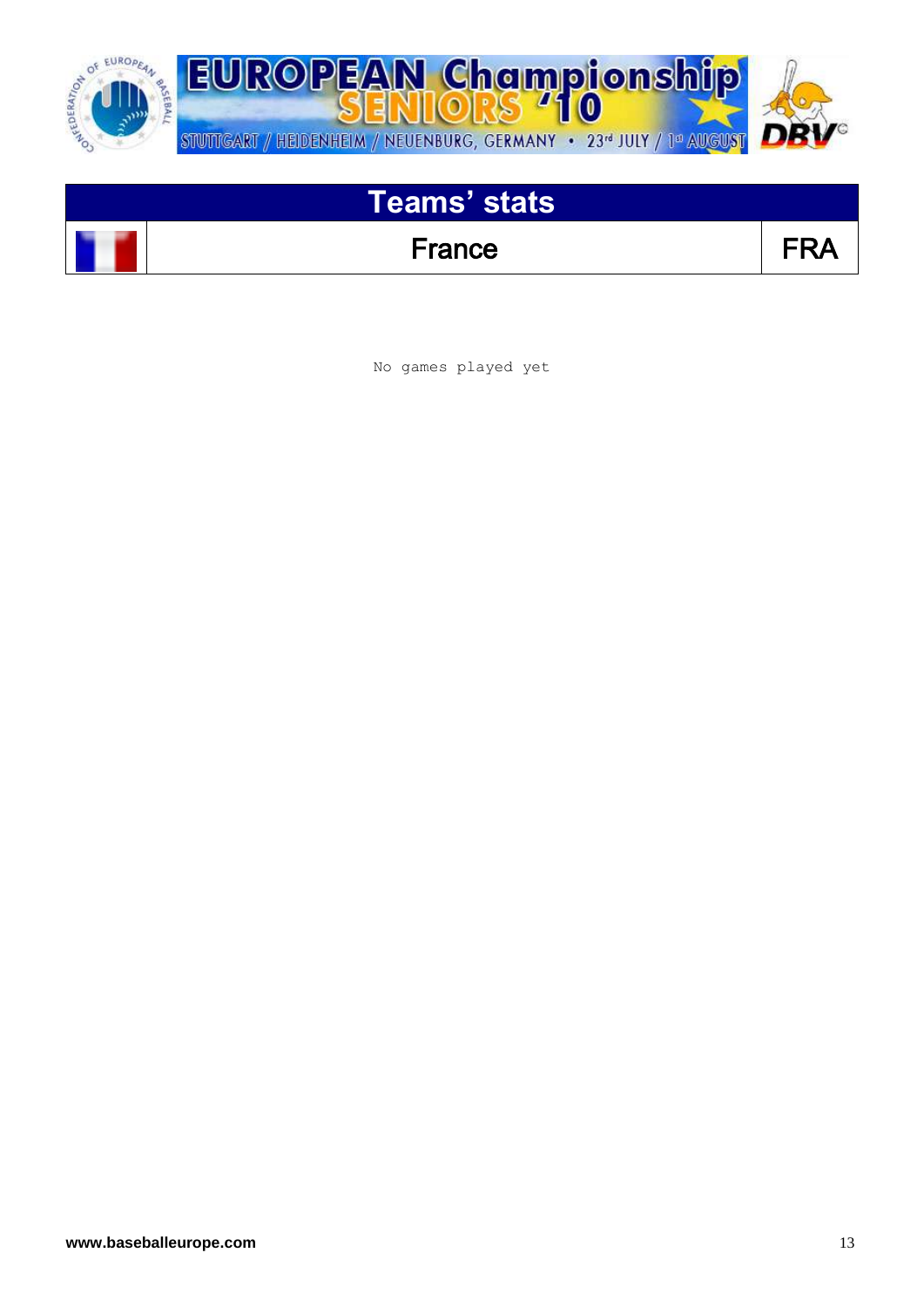# Teams' stats

| | France | FRA |
|---|---|---|

No games played yet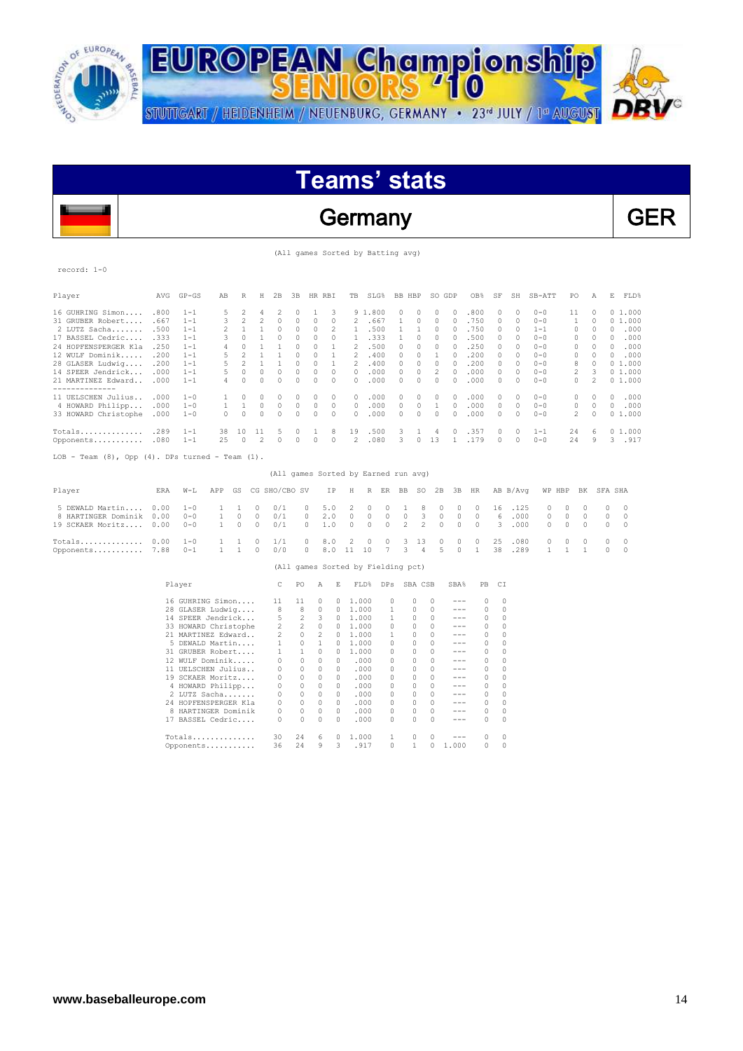# EUROPEAN Championship SENIORS '10

STUTTGART / HEIDENHEIM / NEUENBURG, GERMANY • 23rd JULY / 1st AUGUST

## Teams' stats

## Germany — GER

(All games Sorted by Batting avg)

record: 1-0

| Player | AVG | GP-GS | AB | R | H | 2B | 3B | HR | RBI | TB | SLG% | BB | HBP | SO | GDP | OB% | SF | SH | SB-ATT | PO | A | E | FLD% |
|---|---|---|---|---|---|---|---|---|---|---|---|---|---|---|---|---|---|---|---|---|---|---|---|
| 16 GUHRING Simon.... | .800 | 1-1 | 5 | 2 | 4 | 2 | 0 | 1 | 3 | 9 | 1.800 | 0 | 0 | 0 | 0 | .800 | 0 | 0 | 0-0 | 11 | 0 | 0 | 1.000 |
| 31 GRUBER Robert.... | .667 | 1-1 | 3 | 2 | 2 | 0 | 0 | 0 | 0 | 2 | .667 | 1 | 0 | 0 | 0 | .750 | 0 | 0 | 0-0 | 1 | 0 | 0 | 1.000 |
| 2 LUTZ Sacha....... | .500 | 1-1 | 2 | 1 | 1 | 0 | 0 | 0 | 2 | 1 | .500 | 1 | 1 | 0 | 0 | .750 | 0 | 0 | 1-1 | 0 | 0 | 0 | .000 |
| 17 BASSEL Cedric.... | .333 | 1-1 | 3 | 0 | 1 | 0 | 0 | 0 | 0 | 1 | .333 | 1 | 0 | 0 | 0 | .500 | 0 | 0 | 0-0 | 0 | 0 | 0 | .000 |
| 24 HOPFENSPERGER Kla | .250 | 1-1 | 4 | 0 | 1 | 1 | 0 | 0 | 1 | 2 | .500 | 0 | 0 | 0 | 0 | .250 | 0 | 0 | 0-0 | 0 | 0 | 0 | .000 |
| 12 WULF Dominik..... | .200 | 1-1 | 5 | 2 | 1 | 1 | 0 | 0 | 1 | 2 | .400 | 0 | 0 | 1 | 0 | .200 | 0 | 0 | 0-0 | 0 | 0 | 0 | .000 |
| 28 GLASER Ludwig.... | .200 | 1-1 | 5 | 2 | 1 | 1 | 0 | 0 | 1 | 2 | .400 | 0 | 0 | 0 | 0 | .200 | 0 | 0 | 0-0 | 8 | 0 | 0 | 1.000 |
| 14 SPEER Jendrick... | .000 | 1-1 | 5 | 0 | 0 | 0 | 0 | 0 | 0 | 0 | .000 | 0 | 0 | 2 | 0 | .000 | 0 | 0 | 0-0 | 2 | 3 | 0 | 1.000 |
| 21 MARTINEZ Edward.. | .000 | 1-1 | 4 | 0 | 0 | 0 | 0 | 0 | 0 | 0 | .000 | 0 | 0 | 0 | 0 | .000 | 0 | 0 | 0-0 | 0 | 2 | 0 | 1.000 |
| 11 UELSCHEN Julius.. | .000 | 1-0 | 1 | 0 | 0 | 0 | 0 | 0 | 0 | 0 | .000 | 0 | 0 | 0 | 0 | .000 | 0 | 0 | 0-0 | 0 | 0 | 0 | .000 |
| 4 HOWARD Philipp.... | .000 | 1-0 | 1 | 1 | 0 | 0 | 0 | 0 | 0 | 0 | .000 | 0 | 0 | 1 | 0 | .000 | 0 | 0 | 0-0 | 0 | 0 | 0 | .000 |
| 33 HOWARD Christophe | .000 | 1-0 | 0 | 0 | 0 | 0 | 0 | 0 | 0 | 0 | .000 | 0 | 0 | 0 | 0 | .000 | 0 | 0 | 0-0 | 2 | 0 | 0 | 1.000 |
| Totals.............. | .289 | 1-1 | 38 | 10 | 11 | 5 | 0 | 1 | 8 | 19 | .500 | 3 | 1 | 4 | 0 | .357 | 0 | 0 | 1-1 | 24 | 6 | 0 | 1.000 |
| Opponents........... | .080 | 1-1 | 25 | 0 | 2 | 0 | 0 | 0 | 0 | 2 | .080 | 3 | 0 | 13 | 1 | .179 | 0 | 0 | 0-0 | 24 | 9 | 3 | .917 |

LOB - Team (8), Opp (4). DPs turned - Team (1).

(All games Sorted by Earned run avg)

| Player | ERA | W-L | APP | GS | CG | SHO/CBO | SV | IP | H | R | ER | BB | SO | 2B | 3B | HR | AB | B/Avg | WP | HBP | BK | SFA | SHA |
|---|---|---|---|---|---|---|---|---|---|---|---|---|---|---|---|---|---|---|---|---|---|---|---|
| 5 DEWALD Martin.... | 0.00 | 1-0 | 1 | 1 | 0 | 0/1 | 0 | 5.0 | 2 | 0 | 0 | 1 | 8 | 0 | 0 | 0 | 16 | .125 | 0 | 0 | 0 | 0 | 0 |
| 8 HARTINGER Dominik | 0.00 | 0-0 | 1 | 0 | 0 | 0/1 | 0 | 2.0 | 0 | 0 | 0 | 0 | 3 | 0 | 0 | 0 | 6 | .000 | 0 | 0 | 0 | 0 | 0 |
| 19 SCKAER Moritz.... | 0.00 | 0-0 | 1 | 0 | 0 | 0/1 | 0 | 1.0 | 0 | 0 | 0 | 2 | 2 | 0 | 0 | 0 | 3 | .000 | 0 | 0 | 0 | 0 | 0 |
| Totals.............. | 0.00 | 1-0 | 1 | 1 | 0 | 1/1 | 0 | 8.0 | 2 | 0 | 0 | 3 | 13 | 0 | 0 | 0 | 25 | .080 | 0 | 0 | 0 | 0 | 0 |
| Opponents........... | 7.88 | 0-1 | 1 | 1 | 0 | 0/0 | 0 | 8.0 | 11 | 10 | 7 | 3 | 4 | 5 | 0 | 1 | 38 | .289 | 1 | 1 | 1 | 0 | 0 |

(All games Sorted by Fielding pct)

| Player | C | PO | A | E | FLD% | DPs | SBA | CSB | SBA% | PB | CI |
|---|---|---|---|---|---|---|---|---|---|---|---|
| 16 GUHRING Simon.... | 11 | 11 | 0 | 0 | 1.000 | 0 | 0 | 0 | --- | 0 | 0 |
| 28 GLASER Ludwig.... | 8 | 8 | 0 | 0 | 1.000 | 1 | 0 | 0 | --- | 0 | 0 |
| 14 SPEER Jendrick... | 5 | 2 | 3 | 0 | 1.000 | 1 | 0 | 0 | --- | 0 | 0 |
| 33 HOWARD Christophe | 2 | 2 | 0 | 0 | 1.000 | 0 | 0 | 0 | --- | 0 | 0 |
| 21 MARTINEZ Edward.. | 2 | 0 | 2 | 0 | 1.000 | 1 | 0 | 0 | --- | 0 | 0 |
| 5 DEWALD Martin.... | 1 | 0 | 1 | 0 | 1.000 | 0 | 0 | 0 | --- | 0 | 0 |
| 31 GRUBER Robert.... | 1 | 1 | 0 | 0 | 1.000 | 0 | 0 | 0 | --- | 0 | 0 |
| 12 WULF Dominik..... | 0 | 0 | 0 | 0 | .000 | 0 | 0 | 0 | --- | 0 | 0 |
| 11 UELSCHEN Julius.. | 0 | 0 | 0 | 0 | .000 | 0 | 0 | 0 | --- | 0 | 0 |
| 19 SCKAER Moritz.... | 0 | 0 | 0 | 0 | .000 | 0 | 0 | 0 | --- | 0 | 0 |
| 4 HOWARD Philipp.... | 0 | 0 | 0 | 0 | .000 | 0 | 0 | 0 | --- | 0 | 0 |
| 2 LUTZ Sacha........ | 0 | 0 | 0 | 0 | .000 | 0 | 0 | 0 | --- | 0 | 0 |
| 24 HOPFENSPERGER Kla | 0 | 0 | 0 | 0 | .000 | 0 | 0 | 0 | --- | 0 | 0 |
| 8 HARTINGER Dominik | 0 | 0 | 0 | 0 | .000 | 0 | 0 | 0 | --- | 0 | 0 |
| 17 BASSEL Cedric.... | 0 | 0 | 0 | 0 | .000 | 0 | 0 | 0 | --- | 0 | 0 |
| Totals.............. | 30 | 24 | 6 | 0 | 1.000 | 1 | 0 | 0 | --- | 0 | 0 |
| Opponents........... | 36 | 24 | 9 | 3 | .917 | 0 | 1 | 0 | 1.000 | 0 | 0 |

www.baseballeurope.com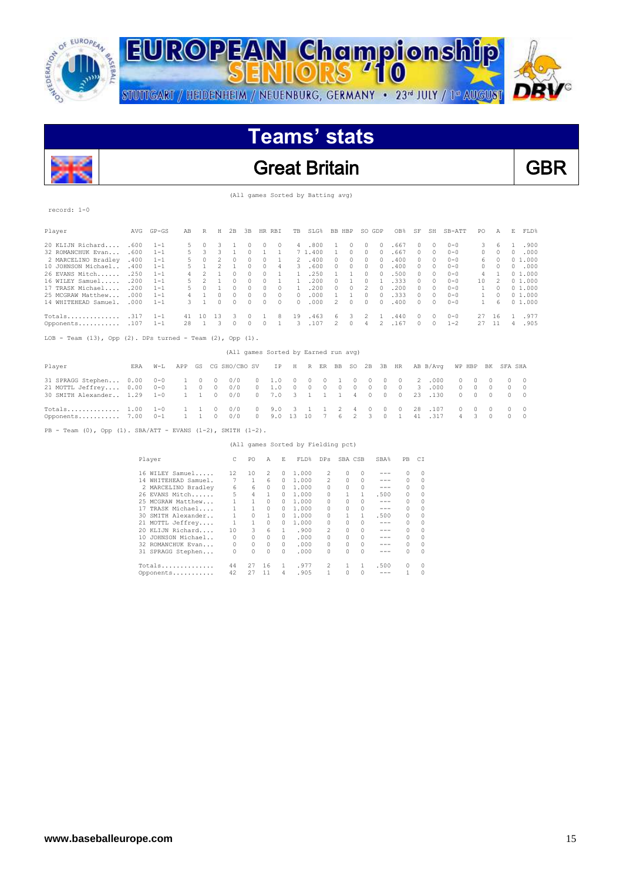# EUROPEAN Championship SENIORS '10

STUTTGART / HEIDENHEIM / NEUENBURG, GERMANY • 23rd JULY / 1st AUGUST

## Teams' stats

## Great Britain — GBR

(All games Sorted by Batting avg)

record: 1-0

| Player | AVG | GP-GS | AB | R | H | 2B | 3B | HR | RBI | TB | SLG% | BB | HBP | SO | GDP | OB% | SF | SH | SB-ATT | PO | A | E | FLD% |
|---|---|---|---|---|---|---|---|---|---|---|---|---|---|---|---|---|---|---|---|---|---|---|---|
| 20 KLIJN Richard.... | .600 | 1-1 | 5 | 0 | 3 | 1 | 0 | 0 | 0 | 4 | .800 | 1 | 0 | 0 | 0 | .667 | 0 | 0 | 0-0 | 3 | 6 | 1 | .900 |
| 32 ROMANCHUK Evan.... | .600 | 1-1 | 5 | 3 | 3 | 1 | 0 | 1 | 1 | 7 | 1.400 | 1 | 0 | 0 | 0 | .667 | 0 | 0 | 0-0 | 0 | 0 | 0 | .000 |
| 2 MARCELINO Bradley | .400 | 1-1 | 5 | 0 | 2 | 0 | 0 | 0 | 1 | 2 | .400 | 0 | 0 | 0 | 0 | .400 | 0 | 0 | 0-0 | 6 | 0 | 0 | 1.000 |
| 10 JOHNSON Michael.. | .400 | 1-1 | 5 | 1 | 2 | 1 | 0 | 0 | 4 | 3 | .600 | 0 | 0 | 0 | 0 | .400 | 0 | 0 | 0-0 | 0 | 0 | 0 | .000 |
| 26 EVANS Mitch...... | .250 | 1-1 | 4 | 2 | 1 | 0 | 0 | 0 | 1 | 1 | .250 | 1 | 1 | 0 | 0 | .500 | 0 | 0 | 0-0 | 4 | 1 | 0 | 1.000 |
| 16 WILEY Samuel..... | .200 | 1-1 | 5 | 2 | 1 | 0 | 0 | 0 | 1 | 1 | .200 | 0 | 1 | 0 | 1 | .333 | 0 | 0 | 0-0 | 10 | 2 | 0 | 1.000 |
| 17 TRASK Michael.... | .200 | 1-1 | 5 | 0 | 1 | 0 | 0 | 0 | 0 | 1 | .200 | 0 | 0 | 2 | 0 | .200 | 0 | 0 | 0-0 | 1 | 0 | 0 | 1.000 |
| 25 MCGRAW Matthew... | .000 | 1-1 | 4 | 1 | 0 | 0 | 0 | 0 | 0 | 0 | .000 | 1 | 1 | 0 | 0 | .333 | 0 | 0 | 0-0 | 1 | 0 | 0 | 1.000 |
| 14 WHITEHEAD Samuel. | .000 | 1-1 | 3 | 1 | 0 | 0 | 0 | 0 | 0 | 0 | .000 | 2 | 0 | 0 | 0 | .400 | 0 | 0 | 0-0 | 1 | 6 | 0 | 1.000 |
| Totals.............. | .317 | 1-1 | 41 | 10 | 13 | 3 | 0 | 1 | 8 | 19 | .463 | 6 | 3 | 2 | 1 | .440 | 0 | 0 | 0-0 | 27 | 16 | 1 | .977 |
| Opponents........... | .107 | 1-1 | 28 | 1 | 3 | 0 | 0 | 0 | 1 | 3 | .107 | 2 | 0 | 4 | 2 | .167 | 0 | 0 | 1-2 | 27 | 11 | 4 | .905 |

LOB - Team (13), Opp (2). DPs turned - Team (2), Opp (1).

(All games Sorted by Earned run avg)

| Player | ERA | W-L | APP | GS | CG | SHO/CBO | SV | IP | H | R | ER | BB | SO | 2B | 3B | HR | AB | B/Avg | WP | HBP | BK | SFA | SHA |
|---|---|---|---|---|---|---|---|---|---|---|---|---|---|---|---|---|---|---|---|---|---|---|---|
| 31 SPRAGG Stephen... | 0.00 | 0-0 | 1 | 0 | 0 | 0/0 | 0 | 1.0 | 0 | 0 | 0 | 1 | 0 | 0 | 0 | 0 | 2 | .000 | 0 | 0 | 0 | 0 | 0 |
| 21 MOTTL Jeffrey.... | 0.00 | 0-0 | 1 | 0 | 0 | 0/0 | 0 | 1.0 | 0 | 0 | 0 | 0 | 0 | 0 | 0 | 0 | 3 | .000 | 0 | 0 | 0 | 0 | 0 |
| 30 SMITH Alexander.. | 1.29 | 1-0 | 1 | 1 | 0 | 0/0 | 0 | 7.0 | 3 | 1 | 1 | 1 | 4 | 0 | 0 | 0 | 23 | .130 | 0 | 0 | 0 | 0 | 0 |
| Totals.............. | 1.00 | 1-0 | 1 | 1 | 0 | 0/0 | 0 | 9.0 | 3 | 1 | 1 | 2 | 4 | 0 | 0 | 0 | 28 | .107 | 0 | 0 | 0 | 0 | 0 |
| Opponents........... | 7.00 | 0-1 | 1 | 1 | 0 | 0/0 | 0 | 9.0 | 13 | 10 | 7 | 6 | 2 | 3 | 0 | 1 | 41 | .317 | 4 | 3 | 0 | 0 | 0 |

PB - Team (0), Opp (1). SBA/ATT - EVANS (1-2), SMITH (1-2).

(All games Sorted by Fielding pct)

| Player | C | PO | A | E | FLD% | DPs | SBA | CSB | SBA% | PB | CI |
|---|---|---|---|---|---|---|---|---|---|---|---|
| 16 WILEY Samuel..... | 12 | 10 | 2 | 0 | 1.000 | 2 | 0 | 0 | --- | 0 | 0 |
| 14 WHITEHEAD Samuel. | 7 | 1 | 6 | 0 | 1.000 | 2 | 0 | 0 | --- | 0 | 0 |
| 2 MARCELINO Bradley | 6 | 6 | 0 | 0 | 1.000 | 0 | 0 | 0 | --- | 0 | 0 |
| 26 EVANS Mitch...... | 5 | 4 | 1 | 0 | 1.000 | 0 | 1 | 1 | .500 | 0 | 0 |
| 25 MCGRAW Matthew... | 1 | 1 | 0 | 0 | 1.000 | 0 | 0 | 0 | --- | 0 | 0 |
| 17 TRASK Michael.... | 1 | 1 | 0 | 0 | 1.000 | 0 | 0 | 0 | --- | 0 | 0 |
| 30 SMITH Alexander.. | 1 | 0 | 1 | 0 | 1.000 | 0 | 1 | 1 | .500 | 0 | 0 |
| 21 MOTTL Jeffrey.... | 1 | 1 | 0 | 0 | 1.000 | 0 | 0 | 0 | --- | 0 | 0 |
| 20 KLIJN Richard.... | 10 | 3 | 6 | 1 | .900 | 2 | 0 | 0 | --- | 0 | 0 |
| 10 JOHNSON Michael.. | 0 | 0 | 0 | 0 | .000 | 0 | 0 | 0 | --- | 0 | 0 |
| 32 ROMANCHUK Evan... | 0 | 0 | 0 | 0 | .000 | 0 | 0 | 0 | --- | 0 | 0 |
| 31 SPRAGG Stephen... | 0 | 0 | 0 | 0 | .000 | 0 | 0 | 0 | --- | 0 | 0 |
| Totals.............. | 44 | 27 | 16 | 1 | .977 | 2 | 1 | 1 | .500 | 0 | 0 |
| Opponents........... | 42 | 27 | 11 | 4 | .905 | 1 | 0 | 0 | --- | 1 | 0 |

www.baseballeurope.com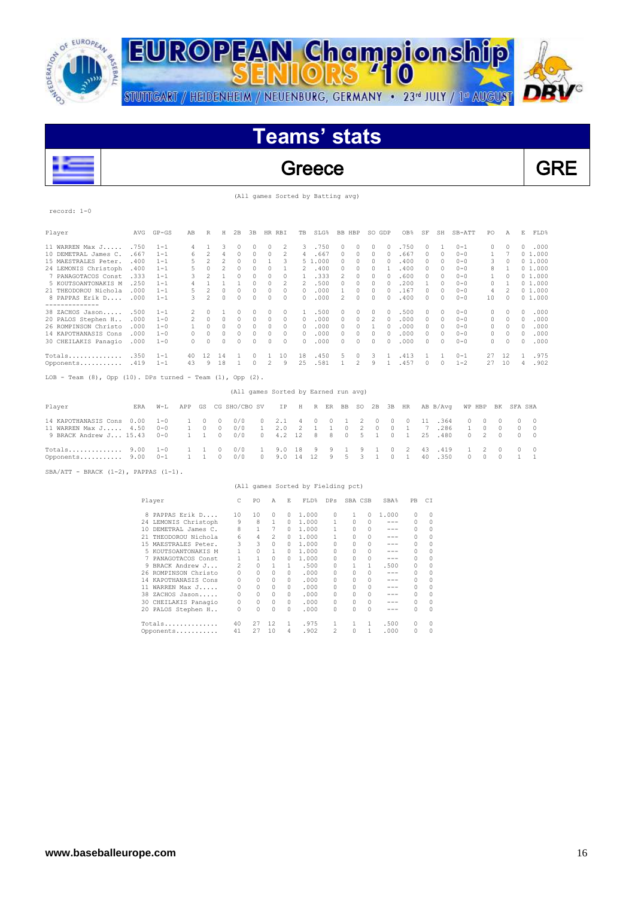# EUROPEAN Championship SENIORS '10

STUTTGART / HEIDENHEIM / NEUENBURG, GERMANY • 23rd JULY / 1st AUGUST

## Teams' stats

## Greece — GRE

(All games Sorted by Batting avg)

record: 1-0

| Player | AVG | GP-GS | AB | R | H | 2B | 3B | HR | RBI | TB | SLG% | BB | HBP | SO | GDP | OB% | SF | SH | SB-ATT | PO | A | E | FLD% |
|---|---|---|---|---|---|---|---|---|---|---|---|---|---|---|---|---|---|---|---|---|---|---|---|
| 11 WARREN Max J..... | .750 | 1-1 | 4 | 1 | 3 | 0 | 0 | 0 | 2 | 3 | .750 | 0 | 0 | 0 | 0 | .750 | 0 | 1 | 0-1 | 0 | 0 | 0 | .000 |
| 10 DEMETRAL James C. | .667 | 1-1 | 6 | 2 | 4 | 0 | 0 | 0 | 2 | 4 | .667 | 0 | 0 | 0 | 0 | .667 | 0 | 0 | 0-0 | 1 | 7 | 0 | 1.000 |
| 15 MAESTRALES Peter. | .400 | 1-1 | 5 | 2 | 2 | 0 | 0 | 1 | 3 | 5 | 1.000 | 0 | 0 | 0 | 0 | .400 | 0 | 0 | 0-0 | 3 | 0 | 0 | 1.000 |
| 24 LEMONIS Christoph | .400 | 1-1 | 5 | 0 | 2 | 0 | 0 | 0 | 1 | 2 | .400 | 0 | 0 | 0 | 1 | .400 | 0 | 0 | 0-0 | 8 | 1 | 0 | 1.000 |
| 7 PANAGOTACOS Const | .333 | 1-1 | 3 | 2 | 1 | 0 | 0 | 0 | 0 | 1 | .333 | 2 | 0 | 0 | 0 | .600 | 0 | 0 | 0-0 | 1 | 0 | 0 | 1.000 |
| 5 KOUTSOANTONAKIS M | .250 | 1-1 | 4 | 1 | 1 | 1 | 0 | 0 | 2 | 2 | .500 | 0 | 0 | 0 | 0 | .200 | 1 | 0 | 0-0 | 0 | 1 | 0 | 1.000 |
| 21 THEODOROU Nichola | .000 | 1-1 | 5 | 2 | 0 | 0 | 0 | 0 | 0 | 0 | .000 | 1 | 0 | 0 | 0 | .167 | 0 | 0 | 0-0 | 4 | 2 | 0 | 1.000 |
| 8 PAPPAS Erik D.... | .000 | 1-1 | 3 | 2 | 0 | 0 | 0 | 0 | 0 | 0 | .000 | 2 | 0 | 0 | 0 | .400 | 0 | 0 | 0-0 | 10 | 0 | 0 | 1.000 |
| 38 ZACHOS Jason..... | .500 | 1-1 | 2 | 0 | 1 | 0 | 0 | 0 | 0 | 1 | .500 | 0 | 0 | 0 | 0 | .500 | 0 | 0 | 0-0 | 0 | 0 | 0 | .000 |
| 20 PALOS Stephen H.. | .000 | 1-0 | 2 | 0 | 0 | 0 | 0 | 0 | 0 | 0 | .000 | 0 | 0 | 2 | 0 | .000 | 0 | 0 | 0-0 | 0 | 0 | 0 | .000 |
| 26 ROMPINSON Christo | .000 | 1-0 | 1 | 0 | 0 | 0 | 0 | 0 | 0 | 0 | .000 | 0 | 0 | 1 | 0 | .000 | 0 | 0 | 0-0 | 0 | 0 | 0 | .000 |
| 14 KAPOTHANASIS Cons | .000 | 1-0 | 0 | 0 | 0 | 0 | 0 | 0 | 0 | 0 | .000 | 0 | 0 | 0 | 0 | .000 | 0 | 0 | 0-0 | 0 | 0 | 0 | .000 |
| 30 CHEILAKIS Panagio | .000 | 1-0 | 0 | 0 | 0 | 0 | 0 | 0 | 0 | 0 | .000 | 0 | 0 | 0 | 0 | .000 | 0 | 0 | 0-0 | 0 | 0 | 0 | .000 |
| Totals.............. | .350 | 1-1 | 40 | 12 | 14 | 1 | 0 | 1 | 10 | 18 | .450 | 5 | 0 | 3 | 1 | .413 | 1 | 1 | 0-1 | 27 | 12 | 1 | .975 |
| Opponents........... | .419 | 1-1 | 43 | 9 | 18 | 1 | 0 | 2 | 9 | 25 | .581 | 1 | 2 | 9 | 1 | .457 | 0 | 0 | 1-2 | 27 | 10 | 4 | .902 |

LOB - Team (8), Opp (10). DPs turned - Team (1), Opp (2).

(All games Sorted by Earned run avg)

| Player | ERA | W-L | APP | GS | CG | SHO/CBO | SV | IP | H | R | ER | BB | SO | 2B | 3B | HR | AB | B/Avg | WP | HBP | BK | SFA | SHA |
|---|---|---|---|---|---|---|---|---|---|---|---|---|---|---|---|---|---|---|---|---|---|---|---|
| 14 KAPOTHANASIS Cons | 0.00 | 1-0 | 1 | 0 | 0 | 0/0 | 0 | 2.1 | 4 | 0 | 0 | 1 | 2 | 0 | 0 | 0 | 11 | .364 | 0 | 0 | 0 | 0 | 0 |
| 11 WARREN Max J..... | 4.50 | 0-0 | 1 | 0 | 0 | 0/0 | 1 | 2.0 | 2 | 1 | 1 | 0 | 2 | 0 | 0 | 1 | 7 | .286 | 1 | 0 | 0 | 0 | 0 |
| 9 BRACK Andrew J... | 15.43 | 0-0 | 1 | 1 | 0 | 0/0 | 0 | 4.2 | 12 | 8 | 8 | 0 | 5 | 1 | 0 | 1 | 25 | .480 | 0 | 2 | 0 | 0 | 0 |
| Totals.............. | 9.00 | 1-0 | 1 | 1 | 0 | 0/0 | 1 | 9.0 | 18 | 9 | 9 | 1 | 9 | 1 | 0 | 2 | 43 | .419 | 1 | 2 | 0 | 0 | 0 |
| Opponents........... | 9.00 | 0-1 | 1 | 1 | 0 | 0/0 | 0 | 9.0 | 14 | 12 | 9 | 5 | 3 | 1 | 0 | 1 | 40 | .350 | 0 | 0 | 0 | 1 | 1 |

SBA/ATT - BRACK (1-2), PAPPAS (1-1).

(All games Sorted by Fielding pct)

| Player | C | PO | A | E | FLD% | DPs | SBA | CSB | SBA% | PB | CI |
|---|---|---|---|---|---|---|---|---|---|---|---|
| 8 PAPPAS Erik D.... | 10 | 10 | 0 | 0 | 1.000 | 0 | 1 | 0 | 1.000 | 0 | 0 |
| 24 LEMONIS Christoph | 9 | 8 | 1 | 0 | 1.000 | 1 | 0 | 0 | --- | 0 | 0 |
| 10 DEMETRAL James C. | 8 | 1 | 7 | 0 | 1.000 | 1 | 0 | 0 | --- | 0 | 0 |
| 21 THEODOROU Nichola | 6 | 4 | 2 | 0 | 1.000 | 1 | 0 | 0 | --- | 0 | 0 |
| 15 MAESTRALES Peter. | 3 | 3 | 0 | 0 | 1.000 | 0 | 0 | 0 | --- | 0 | 0 |
| 5 KOUTSOANTONAKIS M | 1 | 0 | 1 | 0 | 1.000 | 0 | 0 | 0 | --- | 0 | 0 |
| 7 PANAGOTACOS Const | 1 | 1 | 0 | 0 | 1.000 | 0 | 0 | 0 | --- | 0 | 0 |
| 9 BRACK Andrew J... | 2 | 0 | 1 | 1 | .500 | 0 | 1 | 1 | .500 | 0 | 0 |
| 26 ROMPINSON Christo | 0 | 0 | 0 | 0 | .000 | 0 | 0 | 0 | --- | 0 | 0 |
| 14 KAPOTHANASIS Cons | 0 | 0 | 0 | 0 | .000 | 0 | 0 | 0 | --- | 0 | 0 |
| 11 WARREN Max J..... | 0 | 0 | 0 | 0 | .000 | 0 | 0 | 0 | --- | 0 | 0 |
| 38 ZACHOS Jason..... | 0 | 0 | 0 | 0 | .000 | 0 | 0 | 0 | --- | 0 | 0 |
| 30 CHEILAKIS Panagio | 0 | 0 | 0 | 0 | .000 | 0 | 0 | 0 | --- | 0 | 0 |
| 20 PALOS Stephen H.. | 0 | 0 | 0 | 0 | .000 | 0 | 0 | 0 | --- | 0 | 0 |
| Totals.............. | 40 | 27 | 12 | 1 | .975 | 1 | 1 | 1 | .500 | 0 | 0 |
| Opponents........... | 41 | 27 | 10 | 4 | .902 | 2 | 0 | 1 | .000 | 0 | 0 |

www.baseballeurope.com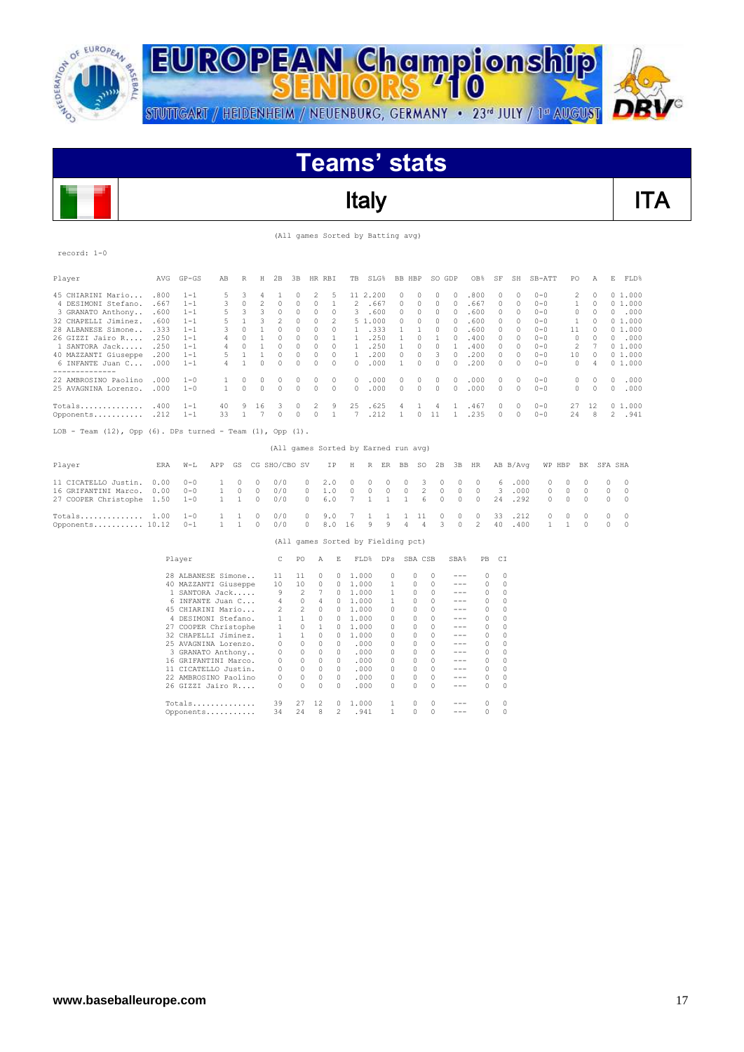# EUROPEAN Championship SENIORS '10

STUTTGART / HEIDENHEIM / NEUENBURG, GERMANY • 23rd JULY / 1st AUGUST

## Teams' stats

## Italy ITA

(All games Sorted by Batting avg)

record: 1-0

| Player | AVG | GP-GS | AB | R | H | 2B | 3B | HR | RBI | TB | SLG% | BB | HBP | SO | GDP | OB% | SF | SH | SB-ATT | PO | A | E | FLD% |
|---|---|---|---|---|---|---|---|---|---|---|---|---|---|---|---|---|---|---|---|---|---|---|---|
| 45 CHIARINI Mario... | .800 | 1-1 | 5 | 3 | 4 | 1 | 0 | 2 | 5 | 11 | 2.200 | 0 | 0 | 0 | 0 | .800 | 0 | 0 | 0-0 | 2 | 0 | 0 | 1.000 |
| 4 DESIMONI Stefano. | .667 | 1-1 | 3 | 0 | 2 | 0 | 0 | 0 | 1 | 2 | .667 | 0 | 0 | 0 | 0 | .667 | 0 | 0 | 0-0 | 1 | 0 | 0 | 1.000 |
| 3 GRANATO Anthony.. | .600 | 1-1 | 5 | 3 | 3 | 0 | 0 | 0 | 0 | 3 | .600 | 0 | 0 | 0 | 0 | .600 | 0 | 0 | 0-0 | 0 | 0 | 0 | .000 |
| 32 CHAPELLI Jiminez. | .600 | 1-1 | 5 | 1 | 3 | 2 | 0 | 0 | 2 | 5 | 1.000 | 0 | 0 | 0 | 0 | .600 | 0 | 0 | 0-0 | 1 | 0 | 0 | 1.000 |
| 28 ALBANESE Simone.. | .333 | 1-1 | 3 | 0 | 1 | 0 | 0 | 0 | 0 | 1 | .333 | 1 | 1 | 0 | 0 | .600 | 0 | 0 | 0-0 | 11 | 0 | 0 | 1.000 |
| 26 GIZZI Jairo R.... | .250 | 1-1 | 4 | 0 | 1 | 0 | 0 | 0 | 1 | 1 | .250 | 1 | 0 | 1 | 0 | .400 | 0 | 0 | 0-0 | 0 | 0 | 0 | .000 |
| 1 SANTORA Jack..... | .250 | 1-1 | 4 | 0 | 1 | 0 | 0 | 0 | 0 | 1 | .250 | 1 | 0 | 0 | 1 | .400 | 0 | 0 | 0-0 | 2 | 7 | 0 | 1.000 |
| 40 MAZZANTI Giuseppe | .200 | 1-1 | 5 | 1 | 1 | 0 | 0 | 0 | 0 | 1 | .200 | 0 | 0 | 3 | 0 | .200 | 0 | 0 | 0-0 | 10 | 0 | 0 | 1.000 |
| 6 INFANTE Juan C... | .000 | 1-1 | 4 | 1 | 0 | 0 | 0 | 0 | 0 | 0 | .000 | 1 | 0 | 0 | 0 | .200 | 0 | 0 | 0-0 | 0 | 4 | 0 | 1.000 |
| 22 AMBROSINO Paolino | .000 | 1-0 | 1 | 0 | 0 | 0 | 0 | 0 | 0 | 0 | .000 | 0 | 0 | 0 | 0 | .000 | 0 | 0 | 0-0 | 0 | 0 | 0 | .000 |
| 25 AVAGNINA Lorenzo. | .000 | 1-0 | 1 | 0 | 0 | 0 | 0 | 0 | 0 | 0 | .000 | 0 | 0 | 0 | 0 | .000 | 0 | 0 | 0-0 | 0 | 0 | 0 | .000 |
| Totals.............. | .400 | 1-1 | 40 | 9 | 16 | 3 | 0 | 2 | 9 | 25 | .625 | 4 | 1 | 4 | 1 | .467 | 0 | 0 | 0-0 | 27 | 12 | 0 | 1.000 |
| Opponents........... | .212 | 1-1 | 33 | 1 | 7 | 0 | 0 | 0 | 1 | 7 | .212 | 1 | 0 | 11 | 1 | .235 | 0 | 0 | 0-0 | 24 | 8 | 2 | .941 |

LOB - Team (12), Opp (6). DPs turned - Team (1), Opp (1).

(All games Sorted by Earned run avg)

| Player | ERA | W-L | APP | GS | CG | SHO/CBO | SV | IP | H | R | ER | BB | SO | 2B | 3B | HR | AB | B/Avg | WP | HBP | BK | SFA | SHA |
|---|---|---|---|---|---|---|---|---|---|---|---|---|---|---|---|---|---|---|---|---|---|---|---|
| 11 CICATELLO Justin. | 0.00 | 0-0 | 1 | 0 | 0 | 0/0 | 0 | 2.0 | 0 | 0 | 0 | 0 | 3 | 0 | 0 | 0 | 6 | .000 | 0 | 0 | 0 | 0 | 0 |
| 16 GRIFANTINI Marco. | 0.00 | 0-0 | 1 | 0 | 0 | 0/0 | 0 | 1.0 | 0 | 0 | 0 | 0 | 2 | 0 | 0 | 0 | 3 | .000 | 0 | 0 | 0 | 0 | 0 |
| 27 COOPER Christophe | 1.50 | 1-0 | 1 | 1 | 0 | 0/0 | 0 | 6.0 | 7 | 1 | 1 | 1 | 6 | 0 | 0 | 0 | 24 | .292 | 0 | 0 | 0 | 0 | 0 |
| Totals.............. | 1.00 | 1-0 | 1 | 1 | 0 | 0/0 | 0 | 9.0 | 7 | 1 | 1 | 1 | 11 | 0 | 0 | 0 | 33 | .212 | 0 | 0 | 0 | 0 | 0 |
| Opponents........... | 10.12 | 0-1 | 1 | 1 | 0 | 0/0 | 0 | 8.0 | 16 | 9 | 9 | 4 | 4 | 3 | 0 | 2 | 40 | .400 | 1 | 1 | 0 | 0 | 0 |

(All games Sorted by Fielding pct)

| Player | C | PO | A | E | FLD% | DPs | SBA | CSB | SBA% | PB | CI |
|---|---|---|---|---|---|---|---|---|---|---|---|
| 28 ALBANESE Simone.. | 11 | 11 | 0 | 0 | 1.000 | 0 | 0 | 0 | --- | 0 | 0 |
| 40 MAZZANTI Giuseppe | 10 | 10 | 0 | 0 | 1.000 | 1 | 0 | 0 | --- | 0 | 0 |
| 1 SANTORA Jack..... | 9 | 2 | 7 | 0 | 1.000 | 1 | 0 | 0 | --- | 0 | 0 |
| 6 INFANTE Juan C... | 4 | 0 | 4 | 0 | 1.000 | 1 | 0 | 0 | --- | 0 | 0 |
| 45 CHIARINI Mario... | 2 | 2 | 0 | 0 | 1.000 | 0 | 0 | 0 | --- | 0 | 0 |
| 4 DESIMONI Stefano. | 1 | 1 | 0 | 0 | 1.000 | 0 | 0 | 0 | --- | 0 | 0 |
| 27 COOPER Christophe | 1 | 0 | 1 | 0 | 1.000 | 0 | 0 | 0 | --- | 0 | 0 |
| 32 CHAPELLI Jiminez. | 1 | 1 | 0 | 0 | 1.000 | 0 | 0 | 0 | --- | 0 | 0 |
| 25 AVAGNINA Lorenzo. | 0 | 0 | 0 | 0 | .000 | 0 | 0 | 0 | --- | 0 | 0 |
| 3 GRANATO Anthony.. | 0 | 0 | 0 | 0 | .000 | 0 | 0 | 0 | --- | 0 | 0 |
| 16 GRIFANTINI Marco. | 0 | 0 | 0 | 0 | .000 | 0 | 0 | 0 | --- | 0 | 0 |
| 11 CICATELLO Justin. | 0 | 0 | 0 | 0 | .000 | 0 | 0 | 0 | --- | 0 | 0 |
| 22 AMBROSINO Paolino | 0 | 0 | 0 | 0 | .000 | 0 | 0 | 0 | --- | 0 | 0 |
| 26 GIZZI Jairo R.... | 0 | 0 | 0 | 0 | .000 | 0 | 0 | 0 | --- | 0 | 0 |
| Totals.............. | 39 | 27 | 12 | 0 | 1.000 | 1 | 0 | 0 | --- | 0 | 0 |
| Opponents........... | 34 | 24 | 8 | 2 | .941 | 1 | 0 | 0 | --- | 0 | 0 |

www.baseballeurope.com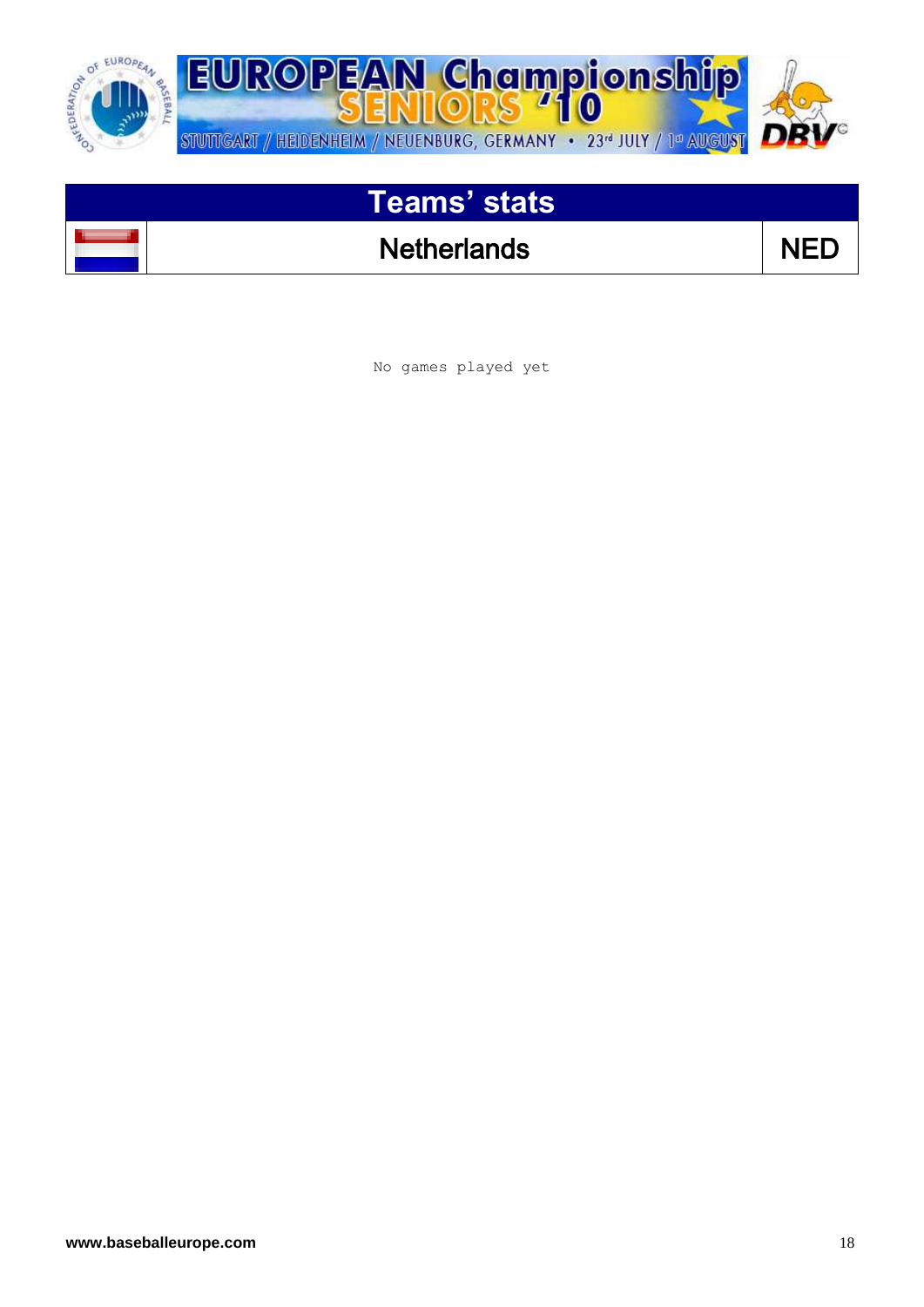# Teams' stats

| Netherlands | NED |
|---|---|

No games played yet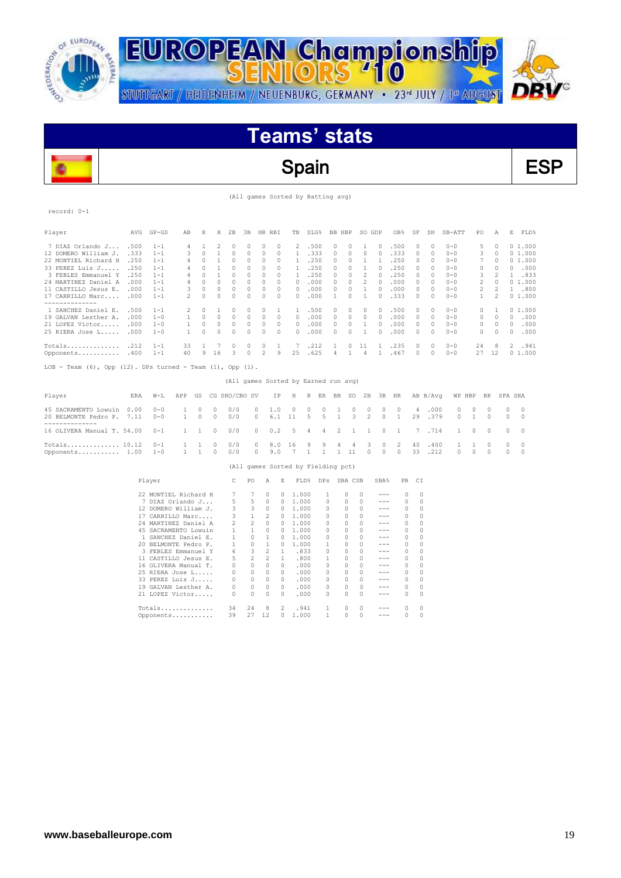# EUROPEAN Championship SENIORS '10

STUTTGART / HEIDENHEIM / NEUENBURG, GERMANY • 23rd JULY / 1st AUGUST

## Teams' stats

## Spain — ESP

(All games Sorted by Batting avg)

record: 0-1

| Player | AVG | GP-GS | AB | R | H | 2B | 3B | HR | RBI | TB | SLG% | BB | HBP | SO | GDP | OB% | SF | SH | SB-ATT | PO | A | E | FLD% |
|---|---|---|---|---|---|---|---|---|---|---|---|---|---|---|---|---|---|---|---|---|---|---|---|
| 7 DIAZ Orlando J... | .500 | 1-1 | 4 | 1 | 2 | 0 | 0 | 0 | 0 | 2 | .500 | 0 | 0 | 1 | 0 | .500 | 0 | 0 | 0-0 | 5 | 0 | 0 | 1.000 |
| 12 DOMERO William J. | .333 | 1-1 | 3 | 0 | 1 | 0 | 0 | 0 | 0 | 1 | .333 | 0 | 0 | 0 | 0 | .333 | 0 | 0 | 0-0 | 3 | 0 | 0 | 1.000 |
| 22 MONTIEL Richard H | .250 | 1-1 | 4 | 0 | 1 | 0 | 0 | 0 | 0 | 1 | .250 | 0 | 0 | 1 | 1 | .250 | 0 | 0 | 0-0 | 7 | 0 | 0 | 1.000 |
| 33 PEREZ Luis J...... | .250 | 1-1 | 4 | 0 | 1 | 0 | 0 | 0 | 0 | 1 | .250 | 0 | 0 | 1 | 0 | .250 | 0 | 0 | 0-0 | 0 | 0 | 0 | .000 |
| 3 FEBLES Emmanuel Y | .250 | 1-1 | 4 | 0 | 1 | 0 | 0 | 0 | 0 | 1 | .250 | 0 | 0 | 2 | 0 | .250 | 0 | 0 | 0-0 | 3 | 2 | 1 | .833 |
| 24 MARTINEZ Daniel A | .000 | 1-1 | 4 | 0 | 0 | 0 | 0 | 0 | 0 | 0 | .000 | 0 | 0 | 2 | 0 | .000 | 0 | 0 | 0-0 | 2 | 0 | 0 | 1.000 |
| 11 CASTILLO Jesus E. | .000 | 1-1 | 3 | 0 | 0 | 0 | 0 | 0 | 0 | 0 | .000 | 0 | 0 | 1 | 0 | .000 | 0 | 0 | 0-0 | 2 | 2 | 1 | .800 |
| 17 CARRILLO Marc.... | .000 | 1-1 | 2 | 0 | 0 | 0 | 0 | 0 | 0 | 0 | .000 | 1 | 0 | 1 | 0 | .333 | 0 | 0 | 0-0 | 1 | 2 | 0 | 1.000 |
| 1 SANCHEZ Daniel E. | .500 | 1-1 | 2 | 0 | 1 | 0 | 0 | 0 | 1 | 1 | .500 | 0 | 0 | 0 | 0 | .500 | 0 | 0 | 0-0 | 0 | 1 | 0 | 1.000 |
| 19 GALVAN Lesther A. | .000 | 1-0 | 1 | 0 | 0 | 0 | 0 | 0 | 0 | 0 | .000 | 0 | 0 | 0 | 0 | .000 | 0 | 0 | 0-0 | 0 | 0 | 0 | .000 |
| 21 LOPEZ Victor..... | .000 | 1-0 | 1 | 0 | 0 | 0 | 0 | 0 | 0 | 0 | .000 | 0 | 0 | 1 | 0 | .000 | 0 | 0 | 0-0 | 0 | 0 | 0 | .000 |
| 25 RIERA Jose L..... | .000 | 1-0 | 1 | 0 | 0 | 0 | 0 | 0 | 0 | 0 | .000 | 0 | 0 | 1 | 0 | .000 | 0 | 0 | 0-0 | 0 | 0 | 0 | .000 |
| Totals.............. | .212 | 1-1 | 33 | 1 | 7 | 0 | 0 | 0 | 1 | 7 | .212 | 1 | 0 | 11 | 1 | .235 | 0 | 0 | 0-0 | 24 | 8 | 2 | .941 |
| Opponents........... | .400 | 1-1 | 40 | 9 | 16 | 3 | 0 | 2 | 9 | 25 | .625 | 4 | 1 | 4 | 1 | .467 | 0 | 0 | 0-0 | 27 | 12 | 0 | 1.000 |

LOB - Team (6), Opp (12). DPs turned - Team (1), Opp (1).

(All games Sorted by Earned run avg)

| Player | ERA | W-L | APP | GS | CG | SHO/CBO | SV | IP | H | R | ER | BB | SO | 2B | 3B | HR | AB | B/Avg | WP | HBP | BK | SFA | SHA |
|---|---|---|---|---|---|---|---|---|---|---|---|---|---|---|---|---|---|---|---|---|---|---|---|
| 45 SACRAMENTO Lowuin | 0.00 | 0-0 | 1 | 0 | 0 | 0/0 | 0 | 1.0 | 0 | 0 | 0 | 1 | 0 | 0 | 0 | 0 | 4 | .000 | 0 | 0 | 0 | 0 | 0 |
| 20 BELMONTE Pedro P. | 7.11 | 0-0 | 1 | 0 | 0 | 0/0 | 0 | 6.1 | 11 | 5 | 5 | 1 | 3 | 2 | 0 | 1 | 29 | .379 | 0 | 1 | 0 | 0 | 0 |
| 16 OLIVERA Manual T. | 54.00 | 0-1 | 1 | 1 | 0 | 0/0 | 0 | 0.2 | 5 | 4 | 4 | 2 | 1 | 1 | 0 | 1 | 7 | .714 | 1 | 0 | 0 | 0 | 0 |
| Totals.............. | 10.12 | 0-1 | 1 | 1 | 0 | 0/0 | 0 | 8.0 | 16 | 9 | 9 | 4 | 4 | 3 | 0 | 2 | 40 | .400 | 1 | 1 | 0 | 0 | 0 |
| Opponents........... | 1.00 | 1-0 | 1 | 1 | 0 | 0/0 | 0 | 9.0 | 7 | 1 | 1 | 1 | 11 | 0 | 0 | 0 | 33 | .212 | 0 | 0 | 0 | 0 | 0 |

(All games Sorted by Fielding pct)

| Player | C | PO | A | E | FLD% | DPs | SBA | CSB | SBA% | PB | CI |
|---|---|---|---|---|---|---|---|---|---|---|---|
| 22 MONTIEL Richard H | 7 | 7 | 0 | 0 | 1.000 | 1 | 0 | 0 | --- | 0 | 0 |
| 7 DIAZ Orlando J... | 5 | 5 | 0 | 0 | 1.000 | 0 | 0 | 0 | --- | 0 | 0 |
| 12 DOMERO William J. | 3 | 3 | 0 | 0 | 1.000 | 0 | 0 | 0 | --- | 0 | 0 |
| 17 CARRILLO Marc.... | 3 | 1 | 2 | 0 | 1.000 | 0 | 0 | 0 | --- | 0 | 0 |
| 24 MARTINEZ Daniel A | 2 | 2 | 0 | 0 | 1.000 | 0 | 0 | 0 | --- | 0 | 0 |
| 45 SACRAMENTO Lowuin | 1 | 1 | 0 | 0 | 1.000 | 0 | 0 | 0 | --- | 0 | 0 |
| 1 SANCHEZ Daniel E. | 1 | 0 | 1 | 0 | 1.000 | 0 | 0 | 0 | --- | 0 | 0 |
| 20 BELMONTE Pedro P. | 1 | 0 | 1 | 0 | 1.000 | 1 | 0 | 0 | --- | 0 | 0 |
| 3 FEBLES Emmanuel Y | 6 | 3 | 2 | 1 | .833 | 0 | 0 | 0 | --- | 0 | 0 |
| 11 CASTILLO Jesus E. | 5 | 2 | 2 | 1 | .800 | 1 | 0 | 0 | --- | 0 | 0 |
| 16 OLIVERA Manual T. | 0 | 0 | 0 | 0 | .000 | 0 | 0 | 0 | --- | 0 | 0 |
| 25 RIERA Jose L..... | 0 | 0 | 0 | 0 | .000 | 0 | 0 | 0 | --- | 0 | 0 |
| 33 PEREZ Luis J..... | 0 | 0 | 0 | 0 | .000 | 0 | 0 | 0 | --- | 0 | 0 |
| 19 GALVAN Lesther A. | 0 | 0 | 0 | 0 | .000 | 0 | 0 | 0 | --- | 0 | 0 |
| 21 LOPEZ Victor..... | 0 | 0 | 0 | 0 | .000 | 0 | 0 | 0 | --- | 0 | 0 |
| Totals.............. | 34 | 24 | 8 | 2 | .941 | 1 | 0 | 0 | --- | 0 | 0 |
| Opponents........... | 39 | 27 | 12 | 0 | 1.000 | 1 | 0 | 0 | --- | 0 | 0 |

www.baseballeurope.com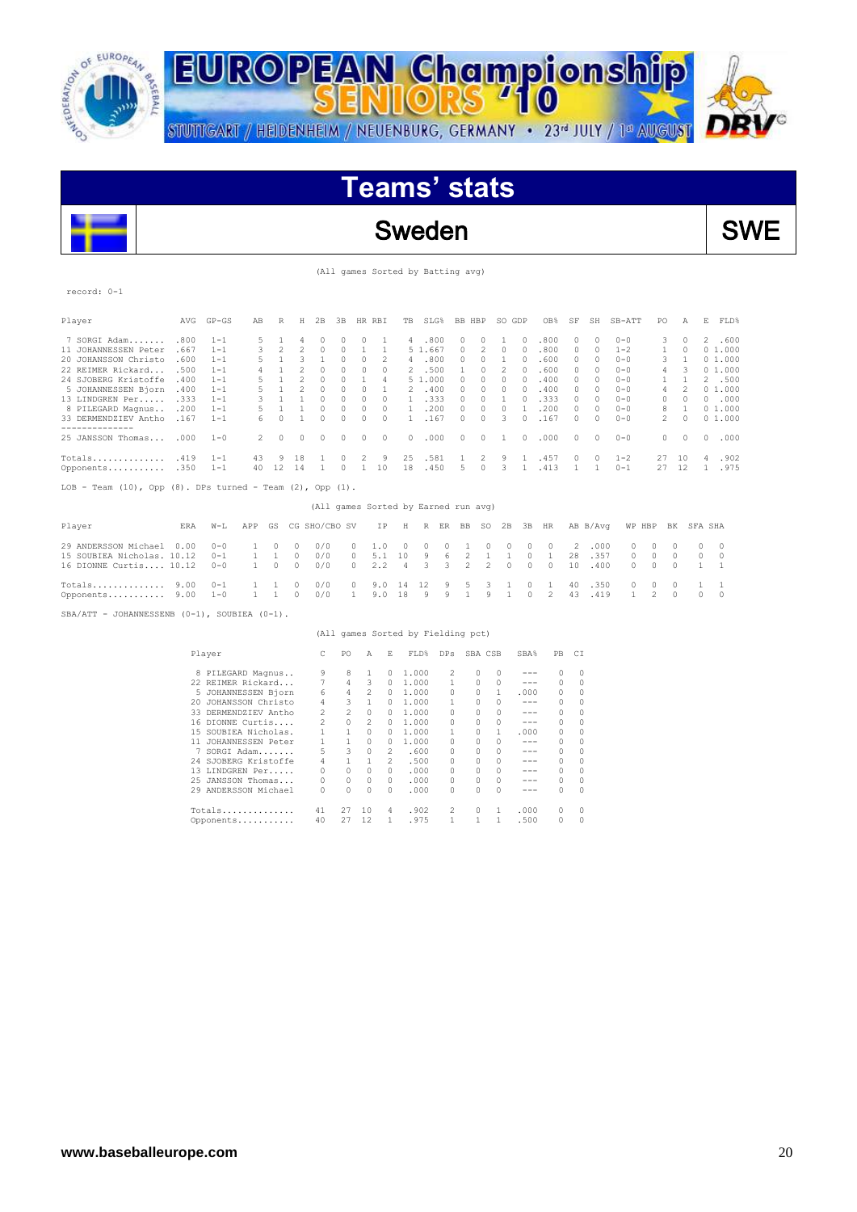# EUROPEAN Championship SENIORS '10

STUTTGART / HEIDENHEIM / NEUENBURG, GERMANY • 23rd JULY / 1st AUGUST

## Teams' stats

## Sweden

**SWE**

(All games Sorted by Batting avg)

record: 0-1

| Player | AVG | GP-GS | AB | R | H | 2B | 3B | HR | RBI | TB | SLG% | BB | HBP | SO | GDP | OB% | SF | SH | SB-ATT | PO | A | E | FLD% |
|---|---|---|---|---|---|---|---|---|---|---|---|---|---|---|---|---|---|---|---|---|---|---|---|
| 7 SORGI Adam....... | .800 | 1-1 | 5 | 1 | 4 | 0 | 0 | 0 | 1 | 4 | .800 | 0 | 0 | 1 | 0 | .800 | 0 | 0 | 0-0 | 3 | 0 | 2 | .600 |
| 11 JOHANNESSEN Peter | .667 | 1-1 | 3 | 2 | 2 | 0 | 0 | 1 | 1 | 5 | 1.667 | 0 | 2 | 0 | 0 | .800 | 0 | 0 | 1-2 | 1 | 0 | 0 | 1.000 |
| 20 JOHANSSON Christo | .600 | 1-1 | 5 | 1 | 3 | 1 | 0 | 0 | 2 | 4 | .800 | 0 | 0 | 1 | 0 | .600 | 0 | 0 | 0-0 | 3 | 1 | 0 | 1.000 |
| 22 REIMER Rickard... | .500 | 1-1 | 4 | 1 | 2 | 0 | 0 | 0 | 0 | 2 | .500 | 1 | 0 | 2 | 0 | .600 | 0 | 0 | 0-0 | 4 | 3 | 0 | 1.000 |
| 24 SJOBERG Kristoffe | .400 | 1-1 | 5 | 1 | 2 | 0 | 0 | 1 | 4 | 5 | 1.000 | 0 | 0 | 0 | 0 | .400 | 0 | 0 | 0-0 | 1 | 1 | 2 | .500 |
| 5 JOHANNESSEN Bjorn | .400 | 1-1 | 5 | 1 | 2 | 0 | 0 | 0 | 1 | 2 | .400 | 0 | 0 | 0 | 0 | .400 | 0 | 0 | 0-0 | 4 | 2 | 0 | 1.000 |
| 13 LINDGREN Per..... | .333 | 1-1 | 3 | 1 | 1 | 0 | 0 | 0 | 0 | 1 | .333 | 0 | 0 | 1 | 0 | .333 | 0 | 0 | 0-0 | 0 | 0 | 0 | .000 |
| 8 PILEGARD Magnus.. | .200 | 1-1 | 5 | 1 | 1 | 0 | 0 | 0 | 0 | 1 | .200 | 0 | 0 | 0 | 1 | .200 | 0 | 0 | 0-0 | 8 | 1 | 0 | 1.000 |
| 33 DERMENDZIEV Antho | .167 | 1-1 | 6 | 0 | 1 | 0 | 0 | 0 | 0 | 1 | .167 | 0 | 0 | 3 | 0 | .167 | 0 | 0 | 0-0 | 2 | 0 | 0 | 1.000 |
| 25 JANSSON Thomas... | .000 | 1-0 | 2 | 0 | 0 | 0 | 0 | 0 | 0 | 0 | .000 | 0 | 0 | 1 | 0 | .000 | 0 | 0 | 0-0 | 0 | 0 | 0 | .000 |
| Totals.............. | .419 | 1-1 | 43 | 9 | 18 | 1 | 0 | 2 | 9 | 25 | .581 | 1 | 2 | 9 | 1 | .457 | 0 | 0 | 1-2 | 27 | 10 | 4 | .902 |
| Opponents........... | .350 | 1-1 | 40 | 12 | 14 | 1 | 0 | 1 | 10 | 18 | .450 | 5 | 0 | 3 | 1 | .413 | 1 | 1 | 0-1 | 27 | 12 | 1 | .975 |

LOB - Team (10), Opp (8). DPs turned - Team (2), Opp (1).

(All games Sorted by Earned run avg)

| Player | ERA | W-L | APP | GS | CG | SHO/CBO | SV | IP | H | R | ER | BB | SO | 2B | 3B | HR | AB | B/Avg | WP | HBP | BK | SFA | SHA |
|---|---|---|---|---|---|---|---|---|---|---|---|---|---|---|---|---|---|---|---|---|---|---|---|
| 29 ANDERSSON Michael | 0.00 | 0-0 | 1 | 0 | 0 | 0/0 | 0 | 1.0 | 0 | 0 | 0 | 1 | 0 | 0 | 0 | 0 | 2 | .000 | 0 | 0 | 0 | 0 | 0 |
| 15 SOUBIEA Nicholas. | 10.12 | 0-1 | 1 | 1 | 0 | 0/0 | 0 | 5.1 | 10 | 9 | 6 | 2 | 1 | 1 | 0 | 1 | 28 | .357 | 0 | 0 | 0 | 0 | 0 |
| 16 DIONNE Curtis.... | 10.12 | 0-0 | 1 | 0 | 0 | 0/0 | 0 | 2.2 | 4 | 3 | 3 | 2 | 2 | 0 | 0 | 0 | 10 | .400 | 0 | 0 | 0 | 1 | 1 |
| Totals.............. | 9.00 | 0-1 | 1 | 1 | 0 | 0/0 | 0 | 9.0 | 14 | 12 | 9 | 5 | 3 | 1 | 0 | 1 | 40 | .350 | 0 | 0 | 0 | 1 | 1 |
| Opponents........... | 9.00 | 1-0 | 1 | 1 | 0 | 0/0 | 1 | 9.0 | 18 | 9 | 9 | 1 | 9 | 1 | 0 | 2 | 43 | .419 | 1 | 2 | 0 | 0 | 0 |

SBA/ATT - JOHANNESSENB (0-1), SOUBIEA (0-1).

(All games Sorted by Fielding pct)

| Player | C | PO | A | E | FLD% | DPs | SBA | CSB | SBA% | PB | CI |
|---|---|---|---|---|---|---|---|---|---|---|---|
| 8 PILEGARD Magnus.. | 9 | 8 | 1 | 0 | 1.000 | 2 | 0 | 0 | --- | 0 | 0 |
| 22 REIMER Rickard... | 7 | 4 | 3 | 0 | 1.000 | 1 | 0 | 0 | --- | 0 | 0 |
| 5 JOHANNESSEN Bjorn | 6 | 4 | 2 | 0 | 1.000 | 0 | 0 | 1 | .000 | 0 | 0 |
| 20 JOHANSSON Christo | 4 | 3 | 1 | 0 | 1.000 | 1 | 0 | 0 | --- | 0 | 0 |
| 33 DERMENDZIEV Antho | 2 | 2 | 0 | 0 | 1.000 | 0 | 0 | 0 | --- | 0 | 0 |
| 16 DIONNE Curtis.... | 2 | 0 | 2 | 0 | 1.000 | 0 | 0 | 0 | --- | 0 | 0 |
| 15 SOUBIEA Nicholas. | 1 | 1 | 0 | 0 | 1.000 | 1 | 0 | 1 | .000 | 0 | 0 |
| 11 JOHANNESSEN Peter | 1 | 1 | 0 | 0 | 1.000 | 0 | 0 | 0 | --- | 0 | 0 |
| 7 SORGI Adam....... | 5 | 3 | 0 | 2 | .600 | 0 | 0 | 0 | --- | 0 | 0 |
| 24 SJOBERG Kristoffe | 4 | 1 | 1 | 2 | .500 | 0 | 0 | 0 | --- | 0 | 0 |
| 13 LINDGREN Per..... | 0 | 0 | 0 | 0 | .000 | 0 | 0 | 0 | --- | 0 | 0 |
| 25 JANSSON Thomas... | 0 | 0 | 0 | 0 | .000 | 0 | 0 | 0 | --- | 0 | 0 |
| 29 ANDERSSON Michael | 0 | 0 | 0 | 0 | .000 | 0 | 0 | 0 | --- | 0 | 0 |
| Totals.............. | 41 | 27 | 10 | 4 | .902 | 2 | 0 | 1 | .000 | 0 | 0 |
| Opponents........... | 40 | 27 | 12 | 1 | .975 | 1 | 1 | 1 | .500 | 0 | 0 |

www.baseballeurope.com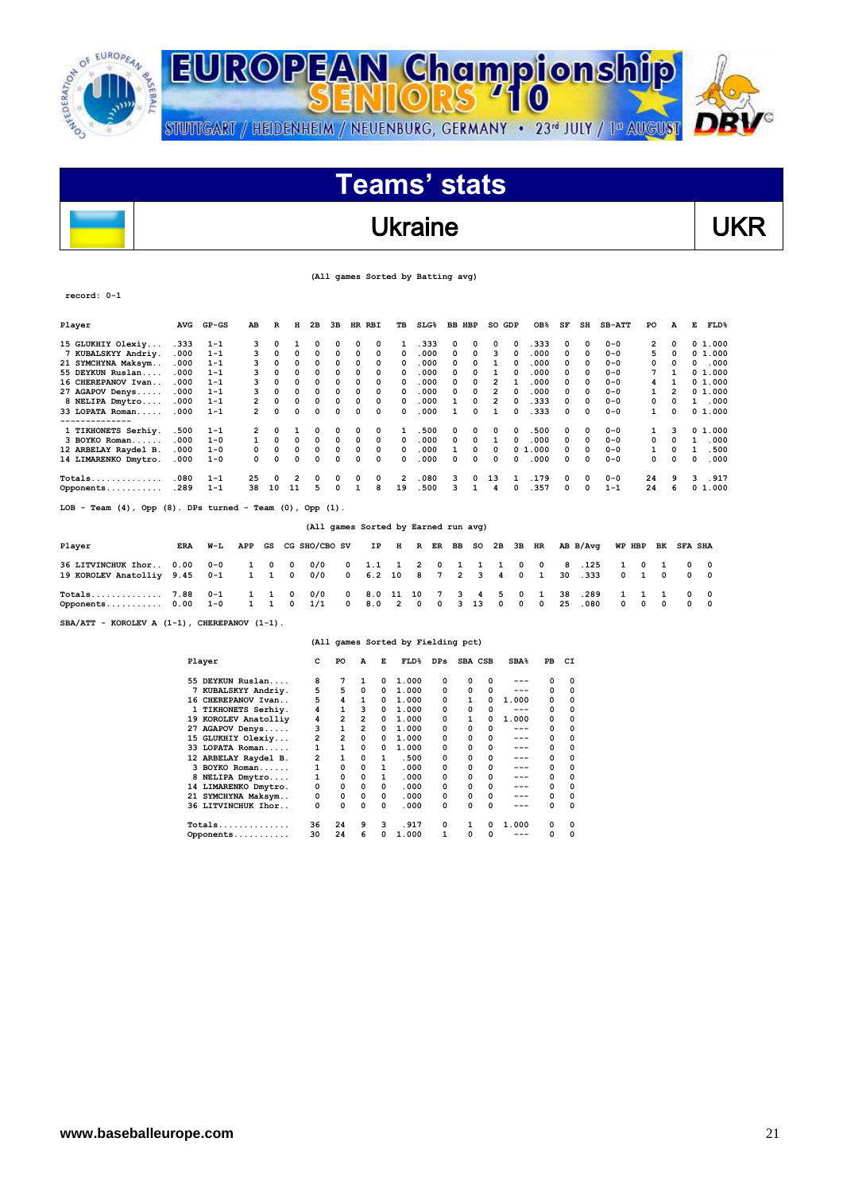# EUROPEAN Championship SENIORS '10

STUTTGART / HEIDENHEIM / NEUENBURG, GERMANY • 23rd JULY / 1st AUGUST

## Teams' stats

## Ukraine — UKR

(All games Sorted by Batting avg)

record: 0-1

| Player | AVG | GP-GS | AB | R | H | 2B | 3B | HR | RBI | TB | SLG% | BB | HBP | SO | GDP | OB% | SF | SH | SB-ATT | PO | A | E | FLD% |
|---|---|---|---|---|---|---|---|---|---|---|---|---|---|---|---|---|---|---|---|---|---|---|---|
| 15 GLUKHIY Olexiy... | .333 | 1-1 | 3 | 0 | 1 | 0 | 0 | 0 | 0 | 1 | .333 | 0 | 0 | 0 | 0 | .333 | 0 | 0 | 0-0 | 2 | 0 | 0 | 1.000 |
| 7 KUBALSKYY Andriy. | .000 | 1-1 | 3 | 0 | 0 | 0 | 0 | 0 | 0 | 0 | .000 | 0 | 0 | 3 | 0 | .000 | 0 | 0 | 0-0 | 5 | 0 | 0 | 1.000 |
| 21 SYMCHYNA Maksym.. | .000 | 1-1 | 3 | 0 | 0 | 0 | 0 | 0 | 0 | 0 | .000 | 0 | 0 | 1 | 0 | .000 | 0 | 0 | 0-0 | 0 | 0 | 0 | .000 |
| 55 DEYKUN Ruslan.... | .000 | 1-1 | 3 | 0 | 0 | 0 | 0 | 0 | 0 | 0 | .000 | 0 | 0 | 1 | 0 | .000 | 0 | 0 | 0-0 | 7 | 1 | 0 | 1.000 |
| 16 CHEREPANOV Ivan.. | .000 | 1-1 | 3 | 0 | 0 | 0 | 0 | 0 | 0 | 0 | .000 | 0 | 0 | 2 | 1 | .000 | 0 | 0 | 0-0 | 4 | 1 | 0 | 1.000 |
| 27 AGAPOV Denys..... | .000 | 1-1 | 3 | 0 | 0 | 0 | 0 | 0 | 0 | 0 | .000 | 0 | 0 | 2 | 0 | .000 | 0 | 0 | 0-0 | 1 | 2 | 0 | 1.000 |
| 8 NELIPA Dmytro.... | .000 | 1-1 | 2 | 0 | 0 | 0 | 0 | 0 | 0 | 0 | .000 | 1 | 0 | 2 | 0 | .333 | 0 | 0 | 0-0 | 0 | 0 | 1 | .000 |
| 33 LOPATA Roman..... | .000 | 1-1 | 2 | 0 | 0 | 0 | 0 | 0 | 0 | 0 | .000 | 1 | 0 | 1 | 0 | .333 | 0 | 0 | 0-0 | 1 | 0 | 0 | 1.000 |
| 1 TIKHONETS Serhiy. | .500 | 1-1 | 2 | 0 | 1 | 0 | 0 | 0 | 0 | 1 | .500 | 0 | 0 | 0 | 0 | .500 | 0 | 0 | 0-0 | 1 | 3 | 0 | 1.000 |
| 3 BOYKO Roman...... | .000 | 1-0 | 1 | 0 | 0 | 0 | 0 | 0 | 0 | 0 | .000 | 0 | 0 | 1 | 0 | .000 | 0 | 0 | 0-0 | 0 | 0 | 1 | .000 |
| 12 ARBELAY Raydel B. | .000 | 1-0 | 0 | 0 | 0 | 0 | 0 | 0 | 0 | 0 | .000 | 1 | 0 | 0 | 0 | 1.000 | 0 | 0 | 0-0 | 1 | 0 | 1 | .500 |
| 14 LIMARENKO Dmytro. | .000 | 1-0 | 0 | 0 | 0 | 0 | 0 | 0 | 0 | 0 | .000 | 0 | 0 | 0 | 0 | .000 | 0 | 0 | 0-0 | 0 | 0 | 0 | .000 |
| Totals.............. | .080 | 1-1 | 25 | 0 | 2 | 0 | 0 | 0 | 0 | 2 | .080 | 3 | 0 | 13 | 1 | .179 | 0 | 0 | 0-0 | 24 | 9 | 3 | .917 |
| Opponents........... | .289 | 1-1 | 38 | 10 | 11 | 5 | 0 | 1 | 8 | 19 | .500 | 3 | 1 | 4 | 0 | .357 | 0 | 0 | 1-1 | 24 | 6 | 0 | 1.000 |

LOB - Team (4), Opp (8). DPs turned - Team (0), Opp (1).

(All games Sorted by Earned run avg)

| Player | ERA | W-L | APP | GS | CG | SHO/CBO | SV | IP | H | R | ER | BB | SO | 2B | 3B | HR | AB | B/Avg | WP | HBP | BK | SFA | SHA |
|---|---|---|---|---|---|---|---|---|---|---|---|---|---|---|---|---|---|---|---|---|---|---|---|
| 36 LITVINCHUK Ihor.. | 0.00 | 0-0 | 1 | 0 | 0 | 0/0 | 0 | 1.1 | 1 | 2 | 0 | 1 | 1 | 1 | 0 | 0 | 8 | .125 | 1 | 0 | 1 | 0 | 0 |
| 19 KOROLEV Anatolliy | 9.45 | 0-1 | 1 | 1 | 0 | 0/0 | 0 | 6.2 | 10 | 8 | 7 | 2 | 3 | 4 | 0 | 1 | 30 | .333 | 0 | 1 | 0 | 0 | 0 |
| Totals.............. | 7.88 | 0-1 | 1 | 1 | 0 | 0/0 | 0 | 8.0 | 11 | 10 | 7 | 3 | 4 | 5 | 0 | 1 | 38 | .289 | 1 | 1 | 1 | 0 | 0 |
| Opponents........... | 0.00 | 1-0 | 1 | 1 | 0 | 1/1 | 0 | 8.0 | 2 | 0 | 0 | 3 | 13 | 0 | 0 | 0 | 25 | .080 | 0 | 0 | 0 | 0 | 0 |

SBA/ATT - KOROLEV A (1-1), CHEREPANOV (1-1).

(All games Sorted by Fielding pct)

| Player | C | PO | A | E | FLD% | DPs | SBA | CSB | SBA% | PB | CI |
|---|---|---|---|---|---|---|---|---|---|---|---|
| 55 DEYKUN Ruslan.... | 8 | 7 | 1 | 0 | 1.000 | 0 | 0 | 0 | --- | 0 | 0 |
| 7 KUBALSKYY Andriy. | 5 | 5 | 0 | 0 | 1.000 | 0 | 0 | 0 | --- | 0 | 0 |
| 16 CHEREPANOV Ivan.. | 5 | 4 | 1 | 0 | 1.000 | 0 | 1 | 0 | 1.000 | 0 | 0 |
| 1 TIKHONETS Serhiy. | 4 | 1 | 3 | 0 | 1.000 | 0 | 0 | 0 | --- | 0 | 0 |
| 19 KOROLEV Anatolliy | 4 | 2 | 2 | 0 | 1.000 | 0 | 1 | 0 | 1.000 | 0 | 0 |
| 27 AGAPOV Denys..... | 3 | 1 | 2 | 0 | 1.000 | 0 | 0 | 0 | --- | 0 | 0 |
| 15 GLUKHIY Olexiy... | 2 | 2 | 0 | 0 | 1.000 | 0 | 0 | 0 | --- | 0 | 0 |
| 33 LOPATA Roman..... | 1 | 1 | 0 | 0 | 1.000 | 0 | 0 | 0 | --- | 0 | 0 |
| 12 ARBELAY Raydel B. | 2 | 1 | 0 | 1 | .500 | 0 | 0 | 0 | --- | 0 | 0 |
| 3 BOYKO Roman...... | 1 | 0 | 0 | 1 | .000 | 0 | 0 | 0 | --- | 0 | 0 |
| 8 NELIPA Dmytro.... | 1 | 0 | 0 | 1 | .000 | 0 | 0 | 0 | --- | 0 | 0 |
| 14 LIMARENKO Dmytro. | 0 | 0 | 0 | 0 | .000 | 0 | 0 | 0 | --- | 0 | 0 |
| 21 SYMCHYNA Maksym.. | 0 | 0 | 0 | 0 | .000 | 0 | 0 | 0 | --- | 0 | 0 |
| 36 LITVINCHUK Ihor.. | 0 | 0 | 0 | 0 | .000 | 0 | 0 | 0 | --- | 0 | 0 |
| Totals.............. | 36 | 24 | 9 | 3 | .917 | 0 | 1 | 0 | 1.000 | 0 | 0 |
| Opponents........... | 30 | 24 | 6 | 0 | 1.000 | 1 | 0 | 0 | --- | 0 | 0 |

www.baseballeurope.com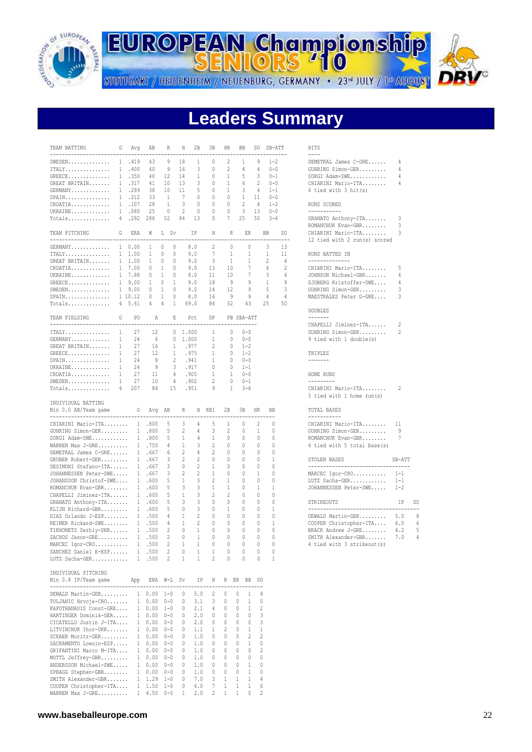EUROPEAN Championship SENIORS '10

STUTTGART / HEIDENHEIM / NEUENBURG, GERMANY • 23rd JULY / 1st AUGUST

# Leaders Summary

## TEAM BATTING

| TEAM BATTING | G | Avg | AB | R | H | 2B | 3B | HR | BB | SO | SB-ATT |
|---|---|---|---|---|---|---|---|---|---|---|---|
| SWEDEN.............. | 1 | .419 | 43 | 9 | 18 | 1 | 0 | 2 | 1 | 9 | 1-2 |
| ITALY............... | 1 | .400 | 40 | 9 | 16 | 3 | 0 | 2 | 4 | 4 | 0-0 |
| GREECE.............. | 1 | .350 | 40 | 12 | 14 | 1 | 0 | 1 | 5 | 3 | 0-1 |
| GREAT BRITAIN....... | 1 | .317 | 41 | 10 | 13 | 3 | 0 | 1 | 6 | 2 | 0-0 |
| GERMANY............. | 1 | .289 | 38 | 10 | 11 | 5 | 0 | 1 | 3 | 4 | 1-1 |
| SPAIN............... | 1 | .212 | 33 | 1 | 7 | 0 | 0 | 0 | 1 | 11 | 0-0 |
| CROATIA............. | 1 | .107 | 28 | 1 | 3 | 0 | 0 | 0 | 2 | 4 | 1-2 |
| UKRAINE............. | 1 | .080 | 25 | 0 | 2 | 0 | 0 | 0 | 3 | 13 | 0-0 |
| Totals.............. | 4 | .292 | 288 | 52 | 84 | 13 | 0 | 7 | 25 | 50 | 3-6 |

## TEAM PITCHING

| TEAM PITCHING | G | ERA | W | L | Sv | IP | H | R | ER | BB | SO |
|---|---|---|---|---|---|---|---|---|---|---|---|
| GERMANY............. | 1 | 0.00 | 1 | 0 | 0 | 8.0 | 2 | 0 | 0 | 3 | 13 |
| ITALY............... | 1 | 1.00 | 1 | 0 | 0 | 9.0 | 7 | 1 | 1 | 1 | 11 |
| GREAT BRITAIN....... | 1 | 1.00 | 1 | 0 | 0 | 9.0 | 3 | 1 | 1 | 2 | 4 |
| CROATIA............. | 1 | 7.00 | 0 | 1 | 0 | 9.0 | 13 | 10 | 7 | 6 | 2 |
| UKRAINE............. | 1 | 7.88 | 0 | 1 | 0 | 8.0 | 11 | 10 | 7 | 3 | 4 |
| GREECE.............. | 1 | 9.00 | 1 | 0 | 1 | 9.0 | 18 | 9 | 9 | 1 | 9 |
| SWEDEN.............. | 1 | 9.00 | 0 | 1 | 0 | 9.0 | 14 | 12 | 9 | 5 | 3 |
| SPAIN............... | 1 | 10.12 | 0 | 1 | 0 | 8.0 | 16 | 9 | 9 | 4 | 4 |
| Totals.............. | 4 | 5.61 | 4 | 4 | 1 | 69.0 | 84 | 52 | 43 | 25 | 50 |

## TEAM FIELDING

| TEAM FIELDING | G | PO | A | E | Pct | DP | PB | SBA-ATT |
|---|---|---|---|---|---|---|---|---|
| ITALY............... | 1 | 27 | 12 | 0 | 1.000 | 1 | 0 | 0-0 |
| GERMANY............. | 1 | 24 | 6 | 0 | 1.000 | 1 | 0 | 0-0 |
| GREAT BRITAIN....... | 1 | 27 | 16 | 1 | .977 | 2 | 0 | 1-2 |
| GREECE.............. | 1 | 27 | 12 | 1 | .975 | 1 | 0 | 1-2 |
| SPAIN............... | 1 | 24 | 8 | 2 | .941 | 1 | 0 | 0-0 |
| UKRAINE............. | 1 | 24 | 9 | 3 | .917 | 0 | 0 | 1-1 |
| CROATIA............. | 1 | 27 | 11 | 4 | .905 | 1 | 1 | 0-0 |
| SWEDEN.............. | 1 | 27 | 10 | 4 | .902 | 2 | 0 | 0-1 |
| Totals.............. | 4 | 207 | 84 | 15 | .951 | 9 | 1 | 3-6 |

## INDIVIDUAL BATTING

Min 0.0 AB/Team game

| Player | G | Avg | AB | R | H | RBI | 2B | 3B | HR | BB |
|---|---|---|---|---|---|---|---|---|---|---|
| CHIARINI Mario-ITA........ | 1 | .800 | 5 | 3 | 4 | 5 | 1 | 0 | 2 | 0 |
| GUHRING Simon-GER......... | 1 | .800 | 5 | 2 | 4 | 3 | 2 | 0 | 1 | 0 |
| SORGI Adam-SWE............ | 1 | .800 | 5 | 1 | 4 | 1 | 0 | 0 | 0 | 0 |
| WARREN Max J-GRE.......... | 1 | .750 | 4 | 1 | 3 | 2 | 0 | 0 | 0 | 0 |
| DEMETRAL James C-GRE...... | 1 | .667 | 6 | 2 | 4 | 2 | 0 | 0 | 0 | 0 |
| GRUBER Robert-GER......... | 1 | .667 | 3 | 2 | 2 | 0 | 0 | 0 | 0 | 1 |
| DESIMONI Stefano-ITA...... | 1 | .667 | 3 | 0 | 2 | 1 | 0 | 0 | 0 | 0 |
| JOHANNESSEN Peter-SWE..... | 1 | .667 | 3 | 2 | 2 | 1 | 0 | 0 | 1 | 0 |
| JOHANSSON Christof-SWE.... | 1 | .600 | 5 | 1 | 3 | 2 | 1 | 0 | 0 | 0 |
| ROMANCHUK Evan-GBR........ | 1 | .600 | 5 | 3 | 3 | 1 | 1 | 0 | 1 | 1 |
| CHAPELLI Jiminez-ITA...... | 1 | .600 | 5 | 1 | 3 | 2 | 2 | 0 | 0 | 0 |
| GRANATO Anthony-ITA....... | 1 | .600 | 5 | 3 | 3 | 0 | 0 | 0 | 0 | 0 |
| KLIJN Richard-GBR......... | 1 | .600 | 5 | 0 | 3 | 0 | 1 | 0 | 0 | 1 |
| DIAZ Orlando J-ESP........ | 1 | .500 | 4 | 1 | 2 | 0 | 0 | 0 | 0 | 0 |
| REIMER Rickard-SWE........ | 1 | .500 | 4 | 1 | 2 | 0 | 0 | 0 | 0 | 1 |
| TIKHONETS Serhiy-UKR...... | 1 | .500 | 2 | 0 | 1 | 0 | 0 | 0 | 0 | 0 |
| ZACHOS Jason-GRE.......... | 1 | .500 | 2 | 0 | 1 | 0 | 0 | 0 | 0 | 0 |
| MARCEC Igor-CRO........... | 1 | .500 | 2 | 1 | 1 | 0 | 0 | 0 | 0 | 0 |
| SANCHEZ Daniel E-ESP...... | 1 | .500 | 2 | 0 | 1 | 1 | 0 | 0 | 0 | 0 |
| LUTZ Sacha-GER............ | 1 | .500 | 2 | 1 | 1 | 2 | 0 | 0 | 0 | 1 |

## INDIVIDUAL PITCHING

Min 0.8 IP/Team game

| Player | App | ERA | W-L | Sv | IP | H | R | ER | BB | SO |
|---|---|---|---|---|---|---|---|---|---|---|
| DEWALD Martin-GER......... | 1 | 0.00 | 1-0 | 0 | 5.0 | 2 | 0 | 0 | 1 | 8 |
| TOLJANIC Hrvoje-CRO....... | 1 | 0.00 | 0-0 | 0 | 3.1 | 3 | 0 | 0 | 1 | 0 |
| KAPOTHANASIS Const-GRE.... | 1 | 0.00 | 1-0 | 0 | 2.1 | 4 | 0 | 0 | 1 | 2 |
| HARTINGER Dominik-GER..... | 1 | 0.00 | 0-0 | 0 | 2.0 | 0 | 0 | 0 | 0 | 3 |
| CICATELLO Justin J-ITA.... | 1 | 0.00 | 0-0 | 0 | 2.0 | 0 | 0 | 0 | 0 | 3 |
| LITVINCHUK Ihor-UKR....... | 1 | 0.00 | 0-0 | 0 | 1.1 | 1 | 2 | 0 | 1 | 1 |
| SCKAER Moritz-GER......... | 1 | 0.00 | 0-0 | 0 | 1.0 | 0 | 0 | 0 | 2 | 2 |
| SACRAMENTO Lowuin-ESP..... | 1 | 0.00 | 0-0 | 0 | 1.0 | 0 | 0 | 0 | 1 | 0 |
| GRIFANTINI Marco M-ITA.... | 1 | 0.00 | 0-0 | 0 | 1.0 | 0 | 0 | 0 | 0 | 2 |
| MOTTL Jeffrey-GBR......... | 1 | 0.00 | 0-0 | 0 | 1.0 | 0 | 0 | 0 | 0 | 0 |
| ANDERSSON Michael-SWE..... | 1 | 0.00 | 0-0 | 0 | 1.0 | 0 | 0 | 0 | 1 | 0 |
| SPRAGG Stephen-GBR........ | 1 | 0.00 | 0-0 | 0 | 1.0 | 0 | 0 | 0 | 1 | 0 |
| SMITH Alexander-GBR....... | 1 | 1.29 | 1-0 | 0 | 7.0 | 3 | 1 | 1 | 1 | 4 |
| COOPER Christopher-ITA.... | 1 | 1.50 | 1-0 | 0 | 6.0 | 7 | 1 | 1 | 1 | 6 |
| WARREN Max J-GRE.......... | 1 | 4.50 | 0-0 | 1 | 2.0 | 2 | 1 | 1 | 0 | 2 |

## HITS

| Player | H |
|---|---|
| DEMETRAL James C-GRE...... | 4 |
| GUHRING Simon-GER......... | 4 |
| SORGI Adam-SWE............ | 4 |
| CHIARINI Mario-ITA........ | 4 |
| 6 tied with 3 hit(s) | |

## RUNS SCORED

| Player | R |
|---|---|
| GRANATO Anthony-ITA....... | 3 |
| ROMANCHUK Evan-GBR........ | 3 |
| CHIARINI Mario-ITA........ | 3 |
| 12 tied with 2 run(s) scored | |

## RUNS BATTED IN

| Player | RBI |
|---|---|
| CHIARINI Mario-ITA........ | 5 |
| JOHNSON Michael-GBR....... | 4 |
| SJOBERG Kristoffer-SWE.... | 4 |
| GUHRING Simon-GER......... | 3 |
| MAESTRALES Peter G-GRE.... | 3 |

## DOUBLES

| Player | 2B |
|---|---|
| CHAPELLI Jiminez-ITA...... | 2 |
| GUHRING Simon-GER......... | 2 |
| 9 tied with 1 double(s) | |

## TRIPLES

## HOME RUNS

| Player | HR |
|---|---|
| CHIARINI Mario-ITA........ | 2 |
| 5 tied with 1 home run(s) | |

## TOTAL BASES

| Player | TB |
|---|---|
| CHIARINI Mario-ITA........ | 11 |
| GUHRING Simon-GER......... | 9 |
| ROMANCHUK Evan-GBR........ | 7 |
| 4 tied with 5 total base(s) | |

## STOLEN BASES

| Player | SB-ATT |
|---|---|
| MARCEC Igor-CRO........... | 1-1 |
| LUTZ Sacha-GER............ | 1-1 |
| JOHANNESSEN Peter-SWE..... | 1-2 |

## STRIKEOUTS

| Player | IP | SO |
|---|---|---|
| DEWALD Martin-GER......... | 5.0 | 8 |
| COOPER Christopher-ITA.... | 6.0 | 6 |
| BRACK Andrew J-GRE........ | 4.2 | 5 |
| SMITH Alexander-GBR....... | 7.0 | 4 |
| 4 tied with 3 strikeout(s) | | |

www.baseballeurope.com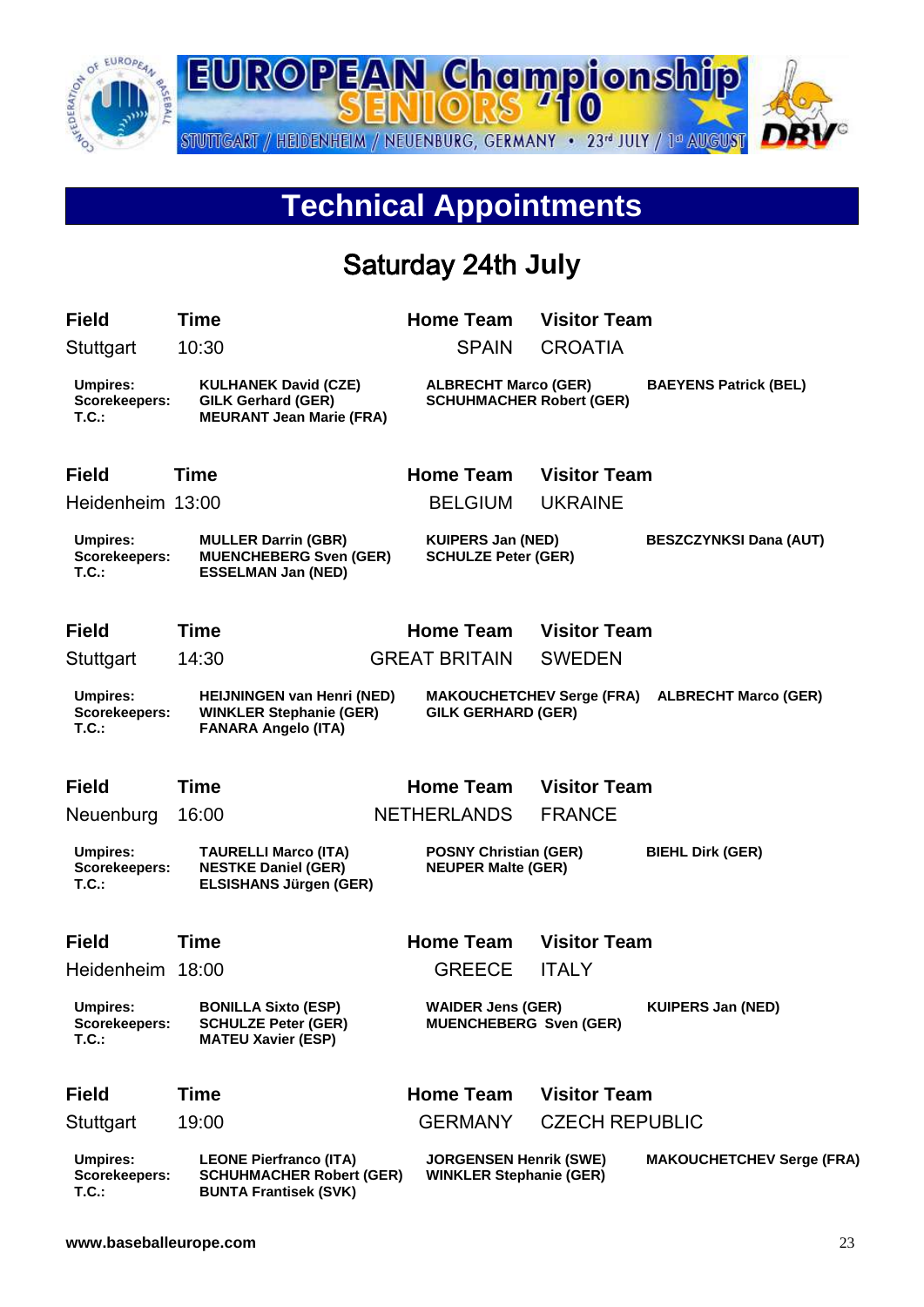EUROPEAN Championship SENIORS '10

STUTTGART / HEIDENHEIM / NEUENBURG, GERMANY • 23rd JULY / 1st AUGUST

# Technical Appointments

## Saturday 24th July

| Field | Time | Home Team | Visitor Team |
|---|---|---|---|
| Stuttgart | 10:30 | SPAIN | CROATIA |

**Umpires:** KULHANEK David (CZE), ALBRECHT Marco (GER), BAEYENS Patrick (BEL)
**Scorekeepers:** GILK Gerhard (GER), SCHUHMACHER Robert (GER)
**T.C.:** MEURANT Jean Marie (FRA)

| Field | Time | Home Team | Visitor Team |
|---|---|---|---|
| Heidenheim | 13:00 | BELGIUM | UKRAINE |

**Umpires:** MULLER Darrin (GBR), KUIPERS Jan (NED), BESZCZYNKSI Dana (AUT)
**Scorekeepers:** MUENCHEBERG Sven (GER), SCHULZE Peter (GER)
**T.C.:** ESSELMAN Jan (NED)

| Field | Time | Home Team | Visitor Team |
|---|---|---|---|
| Stuttgart | 14:30 | GREAT BRITAIN | SWEDEN |

**Umpires:** HEIJNINGEN van Henri (NED), MAKOUCHETCHEV Serge (FRA), ALBRECHT Marco (GER)
**Scorekeepers:** WINKLER Stephanie (GER), GILK GERHARD (GER)
**T.C.:** FANARA Angelo (ITA)

| Field | Time | Home Team | Visitor Team |
|---|---|---|---|
| Neuenburg | 16:00 | NETHERLANDS | FRANCE |

**Umpires:** TAURELLI Marco (ITA), POSNY Christian (GER), BIEHL Dirk (GER)
**Scorekeepers:** NESTKE Daniel (GER), NEUPER Malte (GER)
**T.C.:** ELSISHANS Jürgen (GER)

| Field | Time | Home Team | Visitor Team |
|---|---|---|---|
| Heidenheim | 18:00 | GREECE | ITALY |

**Umpires:** BONILLA Sixto (ESP), WAIDER Jens (GER), KUIPERS Jan (NED)
**Scorekeepers:** SCHULZE Peter (GER), MUENCHEBERG Sven (GER)
**T.C.:** MATEU Xavier (ESP)

| Field | Time | Home Team | Visitor Team |
|---|---|---|---|
| Stuttgart | 19:00 | GERMANY | CZECH REPUBLIC |

**Umpires:** LEONE Pierfranco (ITA), JORGENSEN Henrik (SWE), MAKOUCHETCHEV Serge (FRA)
**Scorekeepers:** SCHUHMACHER Robert (GER), WINKLER Stephanie (GER)
**T.C.:** BUNTA Frantisek (SVK)

www.baseballeurope.com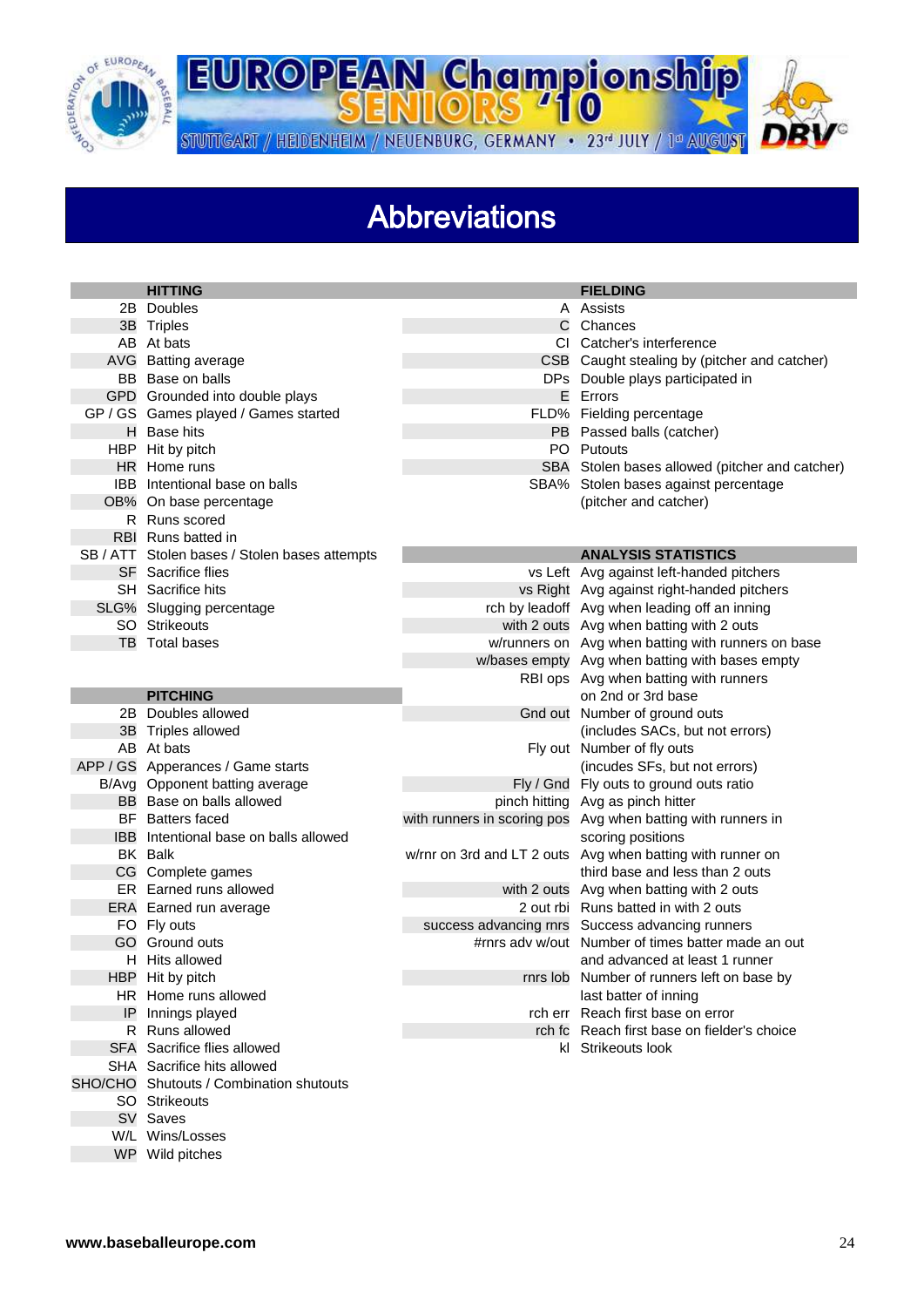# Abbreviations

| HITTING | |
|---|---|
| 2B | Doubles |
| 3B | Triples |
| AB | At bats |
| AVG | Batting average |
| BB | Base on balls |
| GPD | Grounded into double plays |
| GP / GS | Games played / Games started |
| H | Base hits |
| HBP | Hit by pitch |
| HR | Home runs |
| IBB | Intentional base on balls |
| OB% | On base percentage |
| R | Runs scored |
| RBI | Runs batted in |
| SB / ATT | Stolen bases / Stolen bases attempts |
| SF | Sacrifice flies |
| SH | Sacrifice hits |
| SLG% | Slugging percentage |
| SO | Strikeouts |
| TB | Total bases |

| PITCHING | |
|---|---|
| 2B | Doubles allowed |
| 3B | Triples allowed |
| AB | At bats |
| APP / GS | Apperances / Game starts |
| B/Avg | Opponent batting average |
| BB | Base on balls allowed |
| BF | Batters faced |
| IBB | Intentional base on balls allowed |
| BK | Balk |
| CG | Complete games |
| ER | Earned runs allowed |
| ERA | Earned run average |
| FO | Fly outs |
| GO | Ground outs |
| H | Hits allowed |
| HBP | Hit by pitch |
| HR | Home runs allowed |
| IP | Innings played |
| R | Runs allowed |
| SFA | Sacrifice flies allowed |
| SHA | Sacrifice hits allowed |
| SHO/CHO | Shutouts / Combination shutouts |
| SO | Strikeouts |
| SV | Saves |
| W/L | Wins/Losses |
| WP | Wild pitches |

| FIELDING | |
|---|---|
| A | Assists |
| C | Chances |
| CI | Catcher's interference |
| CSB | Caught stealing by (pitcher and catcher) |
| DPs | Double plays participated in |
| E | Errors |
| FLD% | Fielding percentage |
| PB | Passed balls (catcher) |
| PO | Putouts |
| SBA | Stolen bases allowed (pitcher and catcher) |
| SBA% | Stolen bases against percentage (pitcher and catcher) |

| ANALYSIS STATISTICS | |
|---|---|
| vs Left | Avg against left-handed pitchers |
| vs Right | Avg against right-handed pitchers |
| rch by leadoff | Avg when leading off an inning |
| with 2 outs | Avg when batting with 2 outs |
| w/runners on | Avg when batting with runners on base |
| w/bases empty | Avg when batting with bases empty |
| RBI ops | Avg when batting with runners on 2nd or 3rd base |
| Gnd out | Number of ground outs (includes SACs, but not errors) |
| Fly out | Number of fly outs (incudes SFs, but not errors) |
| Fly / Gnd | Fly outs to ground outs ratio |
| pinch hitting | Avg as pinch hitter |
| with runners in scoring pos | Avg when batting with runners in scoring positions |
| w/rnr on 3rd and LT 2 outs | Avg when batting with runner on third base and less than 2 outs |
| with 2 outs | Avg when batting with 2 outs |
| 2 out rbi | Runs batted in with 2 outs |
| success advancing rnrs | Success advancing runners |
| #rnrs adv w/out | Number of times batter made an out and advanced at least 1 runner |
| rnrs lob | Number of runners left on base by last batter of inning |
| rch err | Reach first base on error |
| rch fc | Reach first base on fielder's choice |
| kl | Strikeouts look |

www.baseballeurope.com